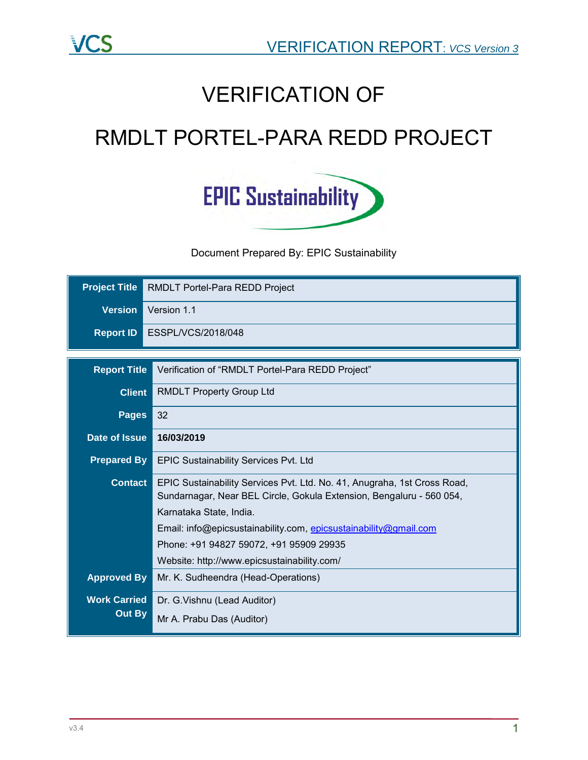# VERIFICATION OF

# RMDLT PORTEL-PARA REDD PROJECT

Document Prepared By: EPIC Sustainability

| Project Title | RMDLT Portel-Para REDD Project |
|---|---|
| Version | Version 1.1 |
| Report ID | ESSPL/VCS/2018/048 |

| Report Title | Verification of "RMDLT Portel-Para REDD Project" |
|---|---|
| Client | RMDLT Property Group Ltd |
| Pages | 32 |
| Date of Issue | **16/03/2019** |
| Prepared By | EPIC Sustainability Services Pvt. Ltd |
| Contact | EPIC Sustainability Services Pvt. Ltd. No. 41, Anugraha, 1st Cross Road, Sundarnagar, Near BEL Circle, Gokula Extension, Bengaluru - 560 054, Karnataka State, India.<br>Email: info@epicsustainability.com, epicsustainability@gmail.com<br>Phone: +91 94827 59072, +91 95909 29935<br>Website: http://www.epicsustainability.com/ |
| Approved By | Mr. K. Sudheendra (Head-Operations) |
| Work Carried Out By | Dr. G.Vishnu (Lead Auditor)<br>Mr A. Prabu Das (Auditor) |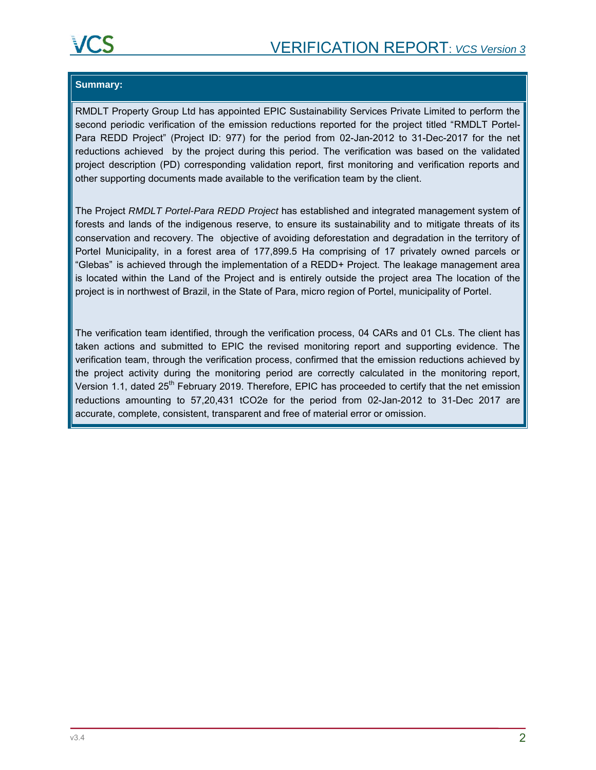**Summary:**

RMDLT Property Group Ltd has appointed EPIC Sustainability Services Private Limited to perform the second periodic verification of the emission reductions reported for the project titled "RMDLT Portel-Para REDD Project" (Project ID: 977) for the period from 02-Jan-2012 to 31-Dec-2017 for the net reductions achieved by the project during this period. The verification was based on the validated project description (PD) corresponding validation report, first monitoring and verification reports and other supporting documents made available to the verification team by the client.

The Project *RMDLT Portel-Para REDD Project* has established and integrated management system of forests and lands of the indigenous reserve, to ensure its sustainability and to mitigate threats of its conservation and recovery. The objective of avoiding deforestation and degradation in the territory of Portel Municipality, in a forest area of 177,899.5 Ha comprising of 17 privately owned parcels or "Glebas" is achieved through the implementation of a REDD+ Project. The leakage management area is located within the Land of the Project and is entirely outside the project area The location of the project is in northwest of Brazil, in the State of Para, micro region of Portel, municipality of Portel.

The verification team identified, through the verification process, 04 CARs and 01 CLs. The client has taken actions and submitted to EPIC the revised monitoring report and supporting evidence. The verification team, through the verification process, confirmed that the emission reductions achieved by the project activity during the monitoring period are correctly calculated in the monitoring report, Version 1.1, dated 25th February 2019. Therefore, EPIC has proceeded to certify that the net emission reductions amounting to 57,20,431 tCO2e for the period from 02-Jan-2012 to 31-Dec 2017 are accurate, complete, consistent, transparent and free of material error or omission.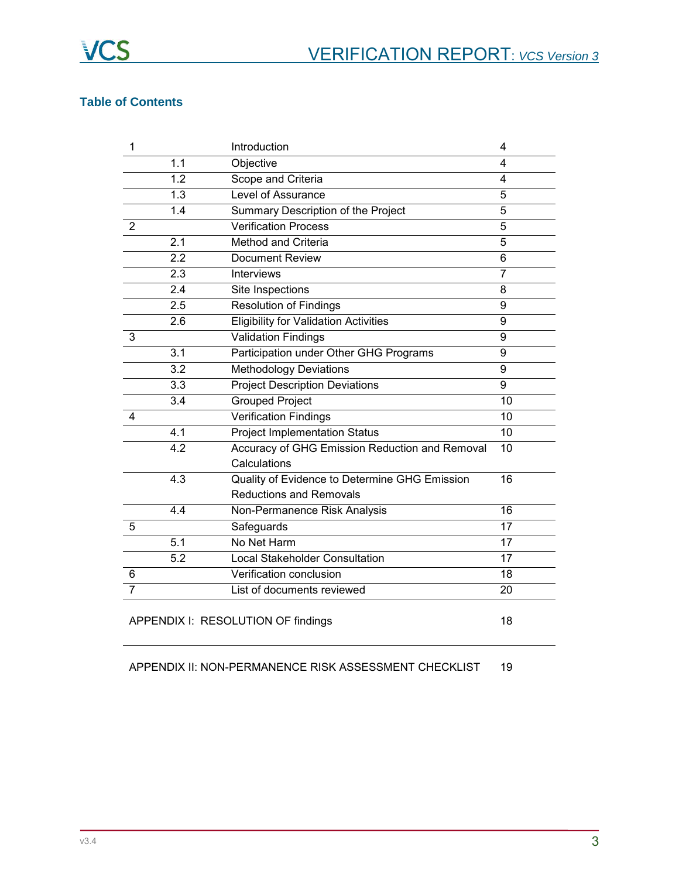## Table of Contents

| | | | |
|---|---|---|---|
| 1 | | Introduction | 4 |
| | 1.1 | Objective | 4 |
| | 1.2 | Scope and Criteria | 4 |
| | 1.3 | Level of Assurance | 5 |
| | 1.4 | Summary Description of the Project | 5 |
| 2 | | Verification Process | 5 |
| | 2.1 | Method and Criteria | 5 |
| | 2.2 | Document Review | 6 |
| | 2.3 | Interviews | 7 |
| | 2.4 | Site Inspections | 8 |
| | 2.5 | Resolution of Findings | 9 |
| | 2.6 | Eligibility for Validation Activities | 9 |
| 3 | | Validation Findings | 9 |
| | 3.1 | Participation under Other GHG Programs | 9 |
| | 3.2 | Methodology Deviations | 9 |
| | 3.3 | Project Description Deviations | 9 |
| | 3.4 | Grouped Project | 10 |
| 4 | | Verification Findings | 10 |
| | 4.1 | Project Implementation Status | 10 |
| | 4.2 | Accuracy of GHG Emission Reduction and Removal Calculations | 10 |
| | 4.3 | Quality of Evidence to Determine GHG Emission Reductions and Removals | 16 |
| | 4.4 | Non-Permanence Risk Analysis | 16 |
| 5 | | Safeguards | 17 |
| | 5.1 | No Net Harm | 17 |
| | 5.2 | Local Stakeholder Consultation | 17 |
| 6 | | Verification conclusion | 18 |
| 7 | | List of documents reviewed | 20 |

| | |
|---|---|
| APPENDIX I: RESOLUTION OF findings | 18 |
| APPENDIX II: NON-PERMANENCE RISK ASSESSMENT CHECKLIST | 19 |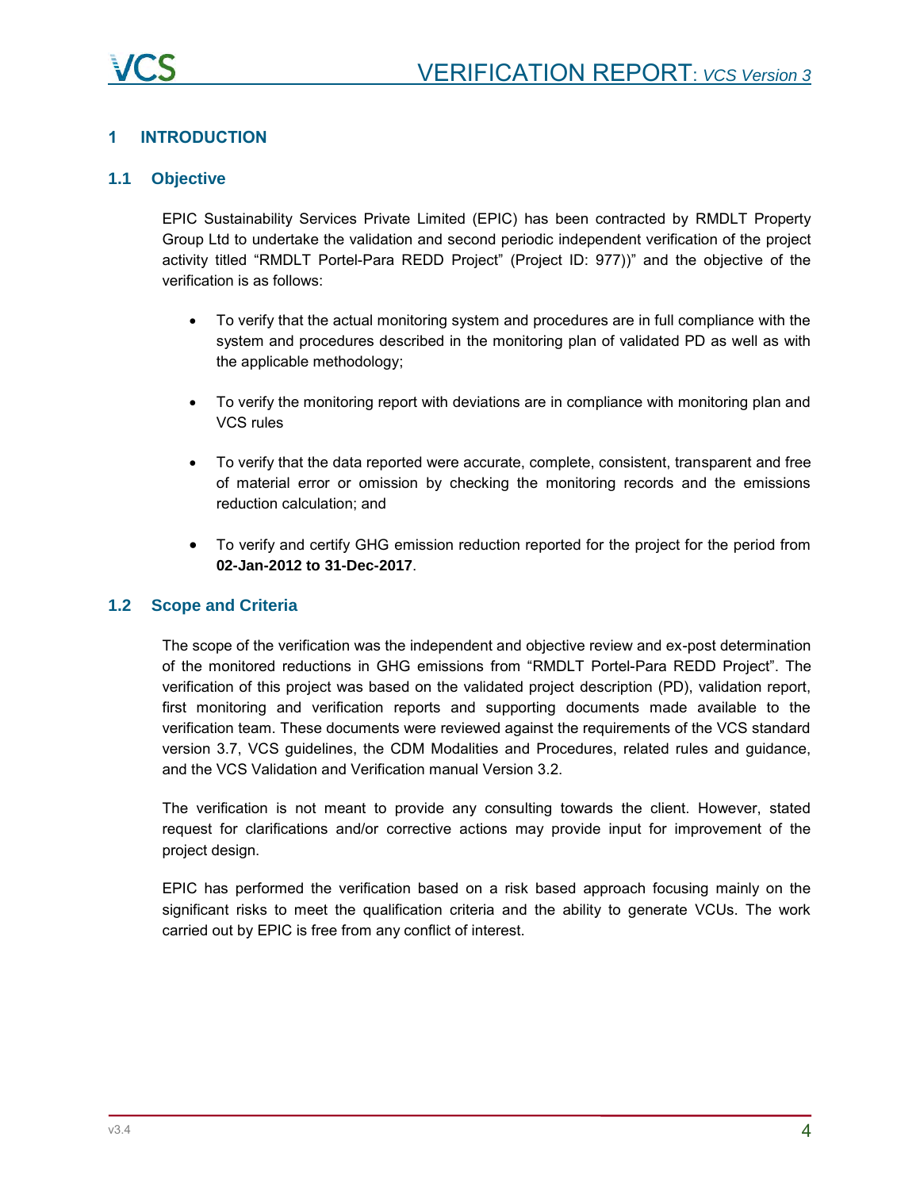# 1 INTRODUCTION

## 1.1 Objective

EPIC Sustainability Services Private Limited (EPIC) has been contracted by RMDLT Property Group Ltd to undertake the validation and second periodic independent verification of the project activity titled "RMDLT Portel-Para REDD Project" (Project ID: 977))" and the objective of the verification is as follows:

- To verify that the actual monitoring system and procedures are in full compliance with the system and procedures described in the monitoring plan of validated PD as well as with the applicable methodology;
- To verify the monitoring report with deviations are in compliance with monitoring plan and VCS rules
- To verify that the data reported were accurate, complete, consistent, transparent and free of material error or omission by checking the monitoring records and the emissions reduction calculation; and
- To verify and certify GHG emission reduction reported for the project for the period from **02-Jan-2012 to 31-Dec-2017**.

## 1.2 Scope and Criteria

The scope of the verification was the independent and objective review and ex-post determination of the monitored reductions in GHG emissions from "RMDLT Portel-Para REDD Project". The verification of this project was based on the validated project description (PD), validation report, first monitoring and verification reports and supporting documents made available to the verification team. These documents were reviewed against the requirements of the VCS standard version 3.7, VCS guidelines, the CDM Modalities and Procedures, related rules and guidance, and the VCS Validation and Verification manual Version 3.2.

The verification is not meant to provide any consulting towards the client. However, stated request for clarifications and/or corrective actions may provide input for improvement of the project design.

EPIC has performed the verification based on a risk based approach focusing mainly on the significant risks to meet the qualification criteria and the ability to generate VCUs. The work carried out by EPIC is free from any conflict of interest.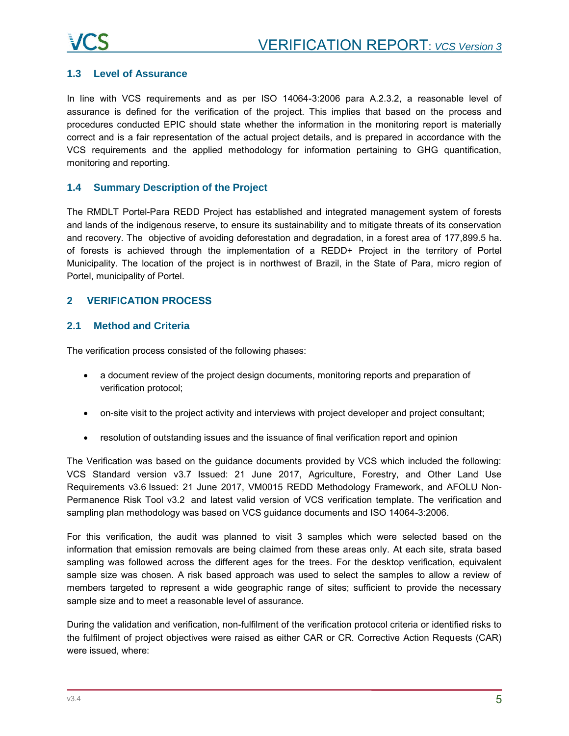## 1.3 Level of Assurance

In line with VCS requirements and as per ISO 14064-3:2006 para A.2.3.2, a reasonable level of assurance is defined for the verification of the project. This implies that based on the process and procedures conducted EPIC should state whether the information in the monitoring report is materially correct and is a fair representation of the actual project details, and is prepared in accordance with the VCS requirements and the applied methodology for information pertaining to GHG quantification, monitoring and reporting.

## 1.4 Summary Description of the Project

The RMDLT Portel-Para REDD Project has established and integrated management system of forests and lands of the indigenous reserve, to ensure its sustainability and to mitigate threats of its conservation and recovery. The objective of avoiding deforestation and degradation, in a forest area of 177,899.5 ha. of forests is achieved through the implementation of a REDD+ Project in the territory of Portel Municipality. The location of the project is in northwest of Brazil, in the State of Para, micro region of Portel, municipality of Portel.

# 2 VERIFICATION PROCESS

## 2.1 Method and Criteria

The verification process consisted of the following phases:

- a document review of the project design documents, monitoring reports and preparation of verification protocol;
- on-site visit to the project activity and interviews with project developer and project consultant;
- resolution of outstanding issues and the issuance of final verification report and opinion

The Verification was based on the guidance documents provided by VCS which included the following: VCS Standard version v3.7 Issued: 21 June 2017, Agriculture, Forestry, and Other Land Use Requirements v3.6 Issued: 21 June 2017, VM0015 REDD Methodology Framework, and AFOLU Non-Permanence Risk Tool v3.2 and latest valid version of VCS verification template. The verification and sampling plan methodology was based on VCS guidance documents and ISO 14064-3:2006.

For this verification, the audit was planned to visit 3 samples which were selected based on the information that emission removals are being claimed from these areas only. At each site, strata based sampling was followed across the different ages for the trees. For the desktop verification, equivalent sample size was chosen. A risk based approach was used to select the samples to allow a review of members targeted to represent a wide geographic range of sites; sufficient to provide the necessary sample size and to meet a reasonable level of assurance.

During the validation and verification, non-fulfilment of the verification protocol criteria or identified risks to the fulfilment of project objectives were raised as either CAR or CR. Corrective Action Requests (CAR) were issued, where: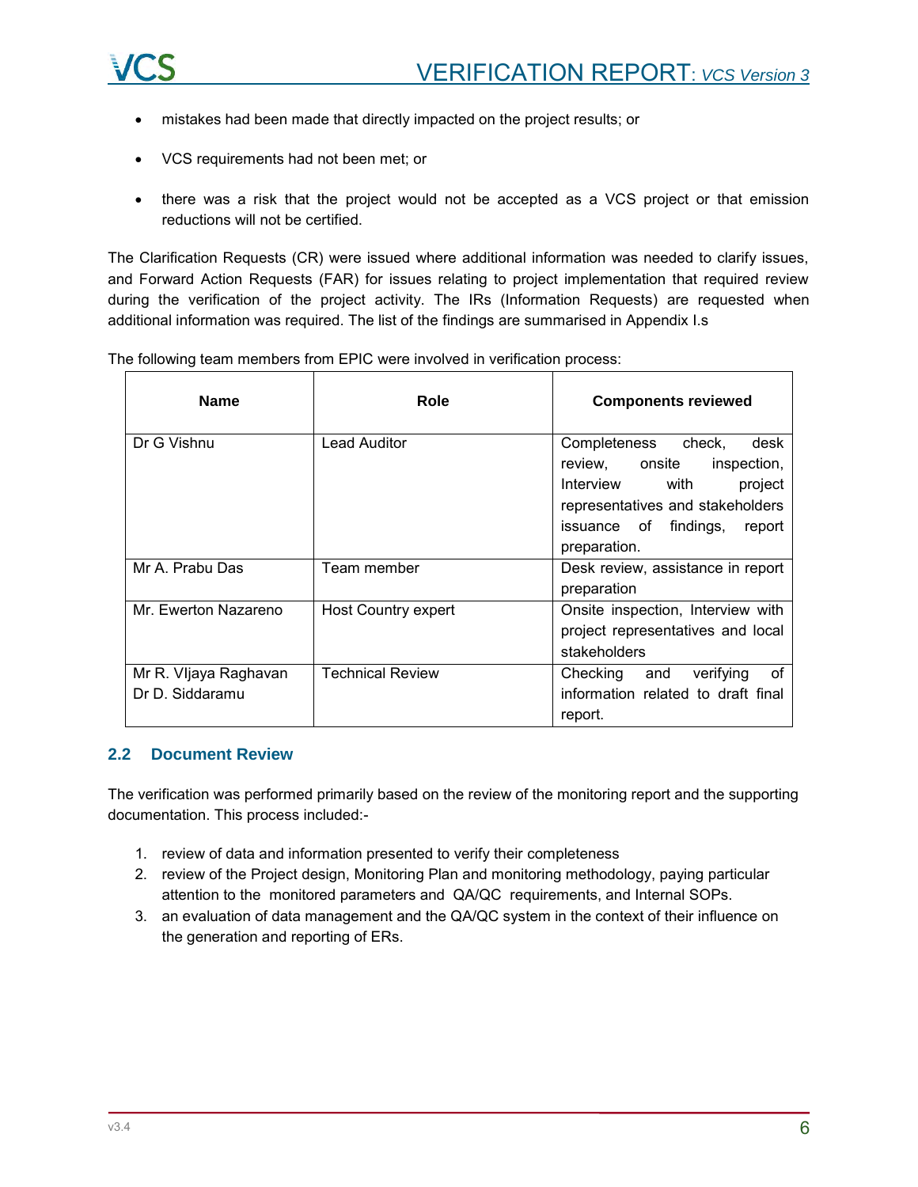- mistakes had been made that directly impacted on the project results; or
- VCS requirements had not been met; or
- there was a risk that the project would not be accepted as a VCS project or that emission reductions will not be certified.

The Clarification Requests (CR) were issued where additional information was needed to clarify issues, and Forward Action Requests (FAR) for issues relating to project implementation that required review during the verification of the project activity. The IRs (Information Requests) are requested when additional information was required. The list of the findings are summarised in Appendix I.s

The following team members from EPIC were involved in verification process:

| Name | Role | Components reviewed |
|---|---|---|
| Dr G Vishnu | Lead Auditor | Completeness check, desk review, onsite inspection, Interview with project representatives and stakeholders issuance of findings, report preparation. |
| Mr A. Prabu Das | Team member | Desk review, assistance in report preparation |
| Mr. Ewerton Nazareno | Host Country expert | Onsite inspection, Interview with project representatives and local stakeholders |
| Mr R. VIjaya Raghavan<br>Dr D. Siddaramu | Technical Review | Checking and verifying of information related to draft final report. |

## 2.2 Document Review

The verification was performed primarily based on the review of the monitoring report and the supporting documentation. This process included:-

1. review of data and information presented to verify their completeness
2. review of the Project design, Monitoring Plan and monitoring methodology, paying particular attention to the monitored parameters and QA/QC requirements, and Internal SOPs.
3. an evaluation of data management and the QA/QC system in the context of their influence on the generation and reporting of ERs.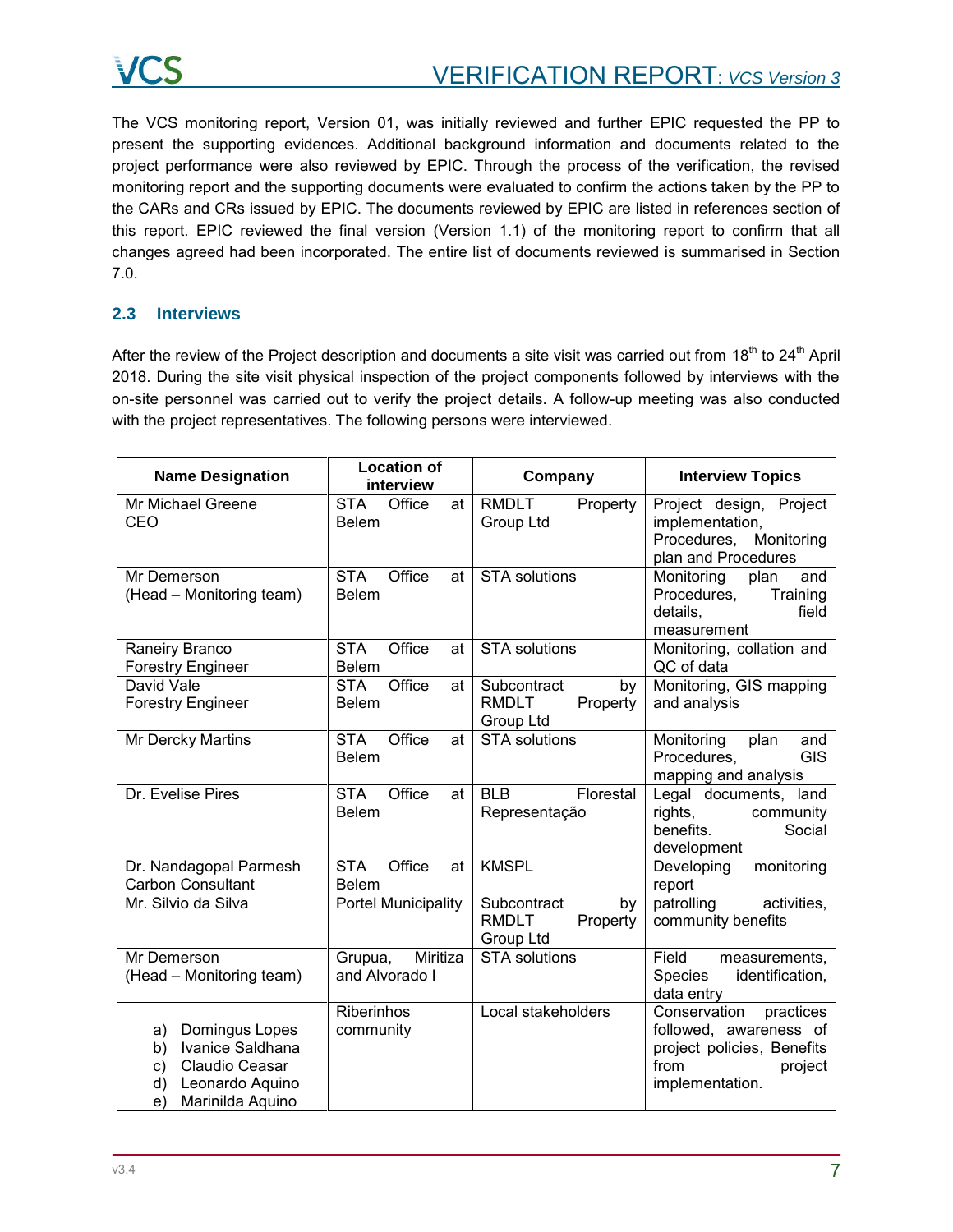The VCS monitoring report, Version 01, was initially reviewed and further EPIC requested the PP to present the supporting evidences. Additional background information and documents related to the project performance were also reviewed by EPIC. Through the process of the verification, the revised monitoring report and the supporting documents were evaluated to confirm the actions taken by the PP to the CARs and CRs issued by EPIC. The documents reviewed by EPIC are listed in references section of this report. EPIC reviewed the final version (Version 1.1) of the monitoring report to confirm that all changes agreed had been incorporated. The entire list of documents reviewed is summarised in Section 7.0.

## 2.3 Interviews

After the review of the Project description and documents a site visit was carried out from 18th to 24th April 2018. During the site visit physical inspection of the project components followed by interviews with the on-site personnel was carried out to verify the project details. A follow-up meeting was also conducted with the project representatives. The following persons were interviewed.

| Name Designation | Location of interview | Company | Interview Topics |
|---|---|---|---|
| Mr Michael Greene<br>CEO | STA Office at Belem | RMDLT Property Group Ltd | Project design, Project implementation, Procedures, Monitoring plan and Procedures |
| Mr Demerson<br>(Head – Monitoring team) | STA Office at Belem | STA solutions | Monitoring plan and Procedures, Training details, field measurement |
| Raneiry Branco<br>Forestry Engineer | STA Office at Belem | STA solutions | Monitoring, collation and QC of data |
| David Vale<br>Forestry Engineer | STA Office at Belem | Subcontract by RMDLT Property Group Ltd | Monitoring, GIS mapping and analysis |
| Mr Dercky Martins | STA Office at Belem | STA solutions | Monitoring plan and Procedures, GIS mapping and analysis |
| Dr. Evelise Pires | STA Office at Belem | BLB Florestal Representação | Legal documents, land rights, community benefits. Social development |
| Dr. Nandagopal Parmesh<br>Carbon Consultant | STA Office at Belem | KMSPL | Developing monitoring report |
| Mr. Silvio da Silva | Portel Municipality | Subcontract by RMDLT Property Group Ltd | patrolling activities, community benefits |
| Mr Demerson<br>(Head – Monitoring team) | Grupua, Miritiza and Alvorado I | STA solutions | Field measurements, Species identification, data entry |
| a) Domingus Lopes<br>b) Ivanice Saldhana<br>c) Claudio Ceasar<br>d) Leonardo Aquino<br>e) Marinilda Aquino | Riberinhos community | Local stakeholders | Conservation practices followed, awareness of project policies, Benefits from project implementation. |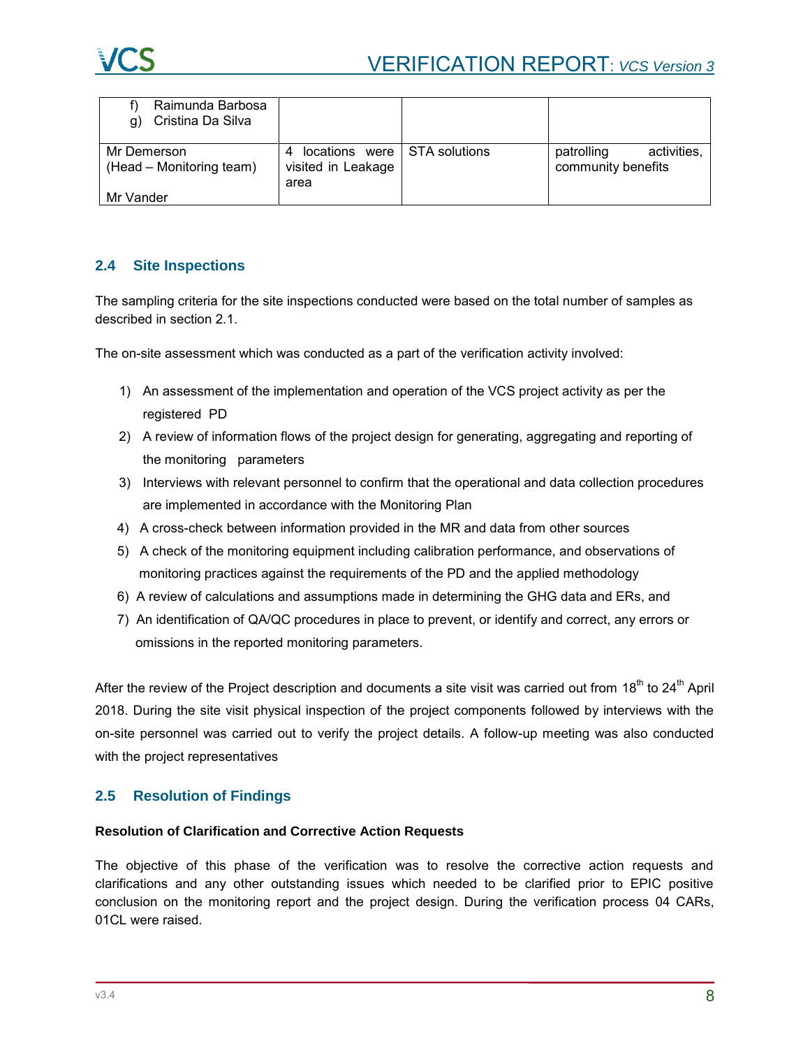| | | | |
|---|---|---|---|
| f) Raimunda Barbosa<br>g) Cristina Da Silva | | | |
| Mr Demerson<br>(Head – Monitoring team)<br><br>Mr Vander | 4 locations were visited in Leakage area | STA solutions | patrolling activities, community benefits |

## 2.4 Site Inspections

The sampling criteria for the site inspections conducted were based on the total number of samples as described in section 2.1.

The on-site assessment which was conducted as a part of the verification activity involved:

1) An assessment of the implementation and operation of the VCS project activity as per the registered PD
2) A review of information flows of the project design for generating, aggregating and reporting of the monitoring parameters
3) Interviews with relevant personnel to confirm that the operational and data collection procedures are implemented in accordance with the Monitoring Plan
4) A cross-check between information provided in the MR and data from other sources
5) A check of the monitoring equipment including calibration performance, and observations of monitoring practices against the requirements of the PD and the applied methodology
6) A review of calculations and assumptions made in determining the GHG data and ERs, and
7) An identification of QA/QC procedures in place to prevent, or identify and correct, any errors or omissions in the reported monitoring parameters.

After the review of the Project description and documents a site visit was carried out from 18th to 24th April 2018. During the site visit physical inspection of the project components followed by interviews with the on-site personnel was carried out to verify the project details. A follow-up meeting was also conducted with the project representatives

## 2.5 Resolution of Findings

**Resolution of Clarification and Corrective Action Requests**

The objective of this phase of the verification was to resolve the corrective action requests and clarifications and any other outstanding issues which needed to be clarified prior to EPIC positive conclusion on the monitoring report and the project design. During the verification process 04 CARs, 01CL were raised.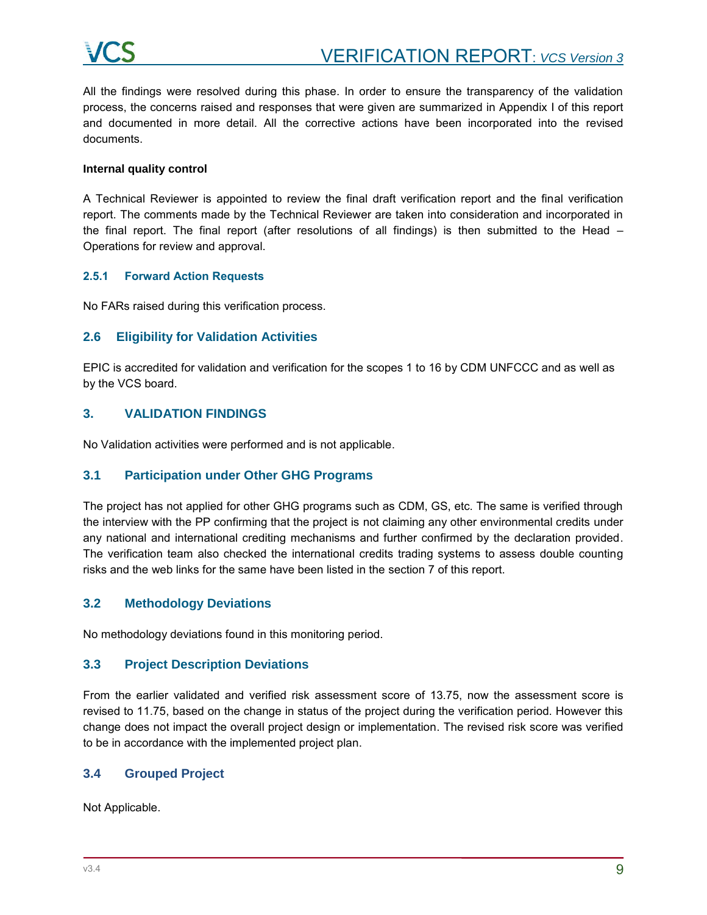All the findings were resolved during this phase. In order to ensure the transparency of the validation process, the concerns raised and responses that were given are summarized in Appendix I of this report and documented in more detail. All the corrective actions have been incorporated into the revised documents.

**Internal quality control**

A Technical Reviewer is appointed to review the final draft verification report and the final verification report. The comments made by the Technical Reviewer are taken into consideration and incorporated in the final report. The final report (after resolutions of all findings) is then submitted to the Head – Operations for review and approval.

### 2.5.1 Forward Action Requests

No FARs raised during this verification process.

## 2.6 Eligibility for Validation Activities

EPIC is accredited for validation and verification for the scopes 1 to 16 by CDM UNFCCC and as well as by the VCS board.

## 3. VALIDATION FINDINGS

No Validation activities were performed and is not applicable.

## 3.1 Participation under Other GHG Programs

The project has not applied for other GHG programs such as CDM, GS, etc. The same is verified through the interview with the PP confirming that the project is not claiming any other environmental credits under any national and international crediting mechanisms and further confirmed by the declaration provided. The verification team also checked the international credits trading systems to assess double counting risks and the web links for the same have been listed in the section 7 of this report.

## 3.2 Methodology Deviations

No methodology deviations found in this monitoring period.

## 3.3 Project Description Deviations

From the earlier validated and verified risk assessment score of 13.75, now the assessment score is revised to 11.75, based on the change in status of the project during the verification period. However this change does not impact the overall project design or implementation. The revised risk score was verified to be in accordance with the implemented project plan.

## 3.4 Grouped Project

Not Applicable.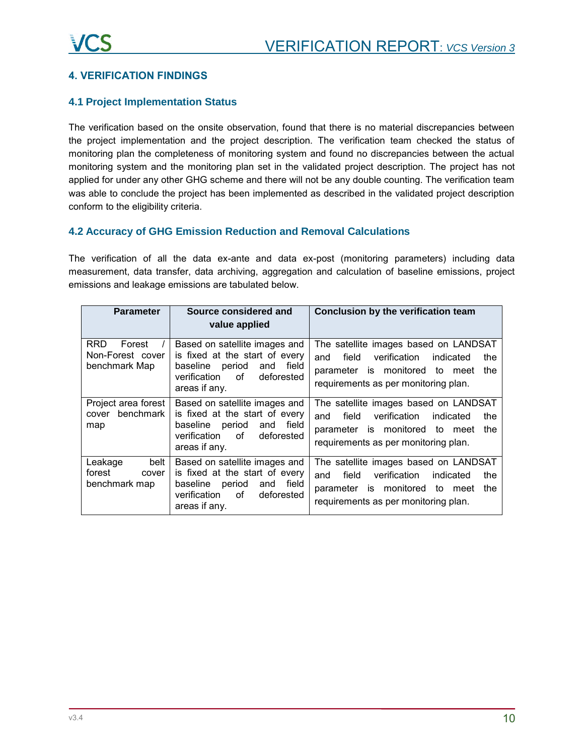## 4. VERIFICATION FINDINGS

### 4.1 Project Implementation Status

The verification based on the onsite observation, found that there is no material discrepancies between the project implementation and the project description. The verification team checked the status of monitoring plan the completeness of monitoring system and found no discrepancies between the actual monitoring system and the monitoring plan set in the validated project description. The project has not applied for under any other GHG scheme and there will not be any double counting. The verification team was able to conclude the project has been implemented as described in the validated project description conform to the eligibility criteria.

### 4.2 Accuracy of GHG Emission Reduction and Removal Calculations

The verification of all the data ex-ante and data ex-post (monitoring parameters) including data measurement, data transfer, data archiving, aggregation and calculation of baseline emissions, project emissions and leakage emissions are tabulated below.

| Parameter | Source considered and value applied | Conclusion by the verification team |
|---|---|---|
| RRD Forest / Non-Forest cover benchmark Map | Based on satellite images and is fixed at the start of every baseline period and field verification of deforested areas if any. | The satellite images based on LANDSAT and field verification indicated the parameter is monitored to meet the requirements as per monitoring plan. |
| Project area forest cover benchmark map | Based on satellite images and is fixed at the start of every baseline period and field verification of deforested areas if any. | The satellite images based on LANDSAT and field verification indicated the parameter is monitored to meet the requirements as per monitoring plan. |
| Leakage belt forest cover benchmark map | Based on satellite images and is fixed at the start of every baseline period and field verification of deforested areas if any. | The satellite images based on LANDSAT and field verification indicated the parameter is monitored to meet the requirements as per monitoring plan. |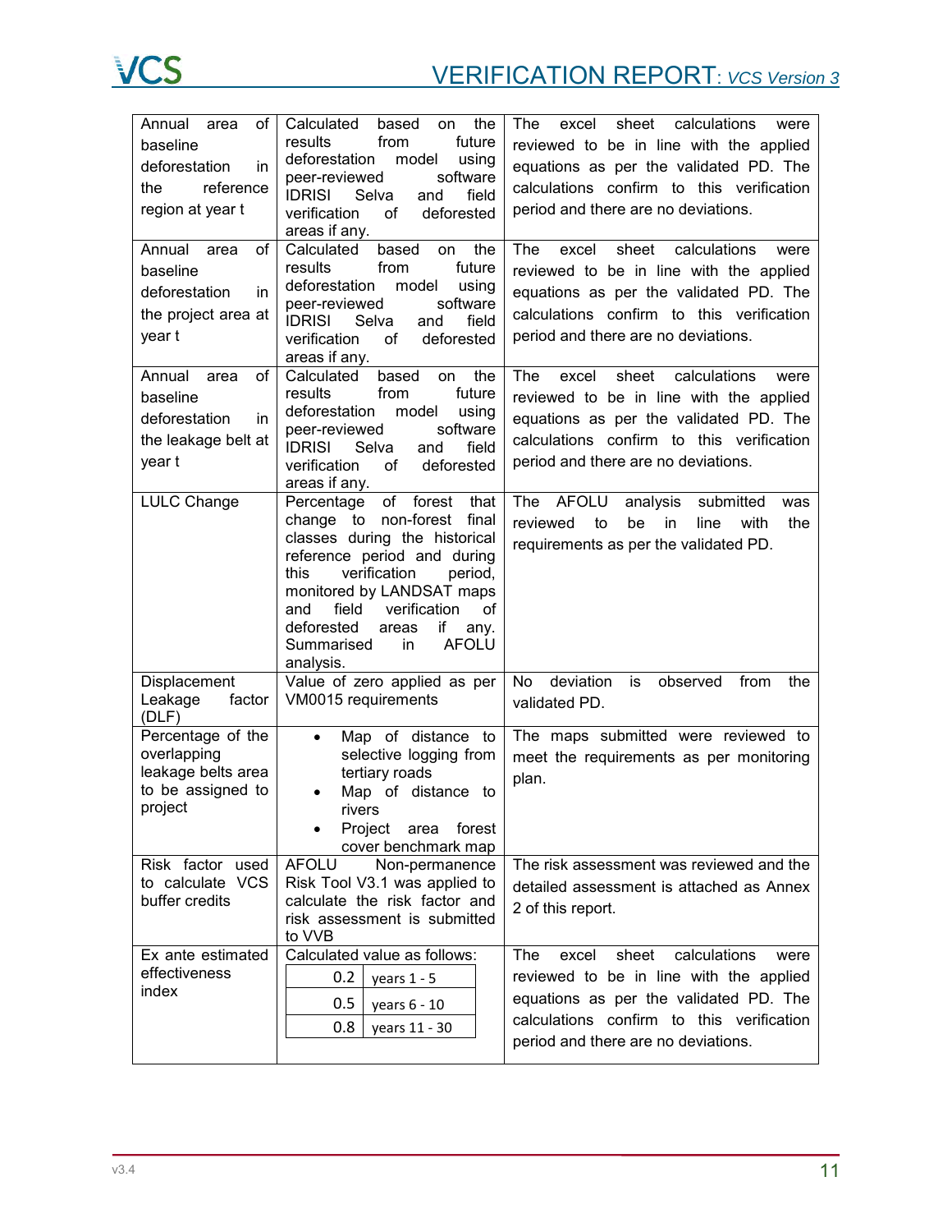| | | |
|---|---|---|
| Annual area of baseline deforestation in the reference region at year t | Calculated based on the results from future deforestation model using peer-reviewed software IDRISI Selva and field verification of deforested areas if any. | The excel sheet calculations were reviewed to be in line with the applied equations as per the validated PD. The calculations confirm to this verification period and there are no deviations. |
| Annual area of baseline deforestation in the project area at year t | Calculated based on the results from future deforestation model using peer-reviewed software IDRISI Selva and field verification of deforested areas if any. | The excel sheet calculations were reviewed to be in line with the applied equations as per the validated PD. The calculations confirm to this verification period and there are no deviations. |
| Annual area of baseline deforestation in the leakage belt at year t | Calculated based on the results from future deforestation model using peer-reviewed software IDRISI Selva and field verification of deforested areas if any. | The excel sheet calculations were reviewed to be in line with the applied equations as per the validated PD. The calculations confirm to this verification period and there are no deviations. |
| LULC Change | Percentage of forest that change to non-forest final classes during the historical reference period and during this verification period, monitored by LANDSAT maps and field verification of deforested areas if any. Summarised in AFOLU analysis. | The AFOLU analysis submitted was reviewed to be in line with the requirements as per the validated PD. |
| Displacement Leakage factor (DLF) | Value of zero applied as per VM0015 requirements | No deviation is observed from the validated PD. |
| Percentage of the overlapping leakage belts area to be assigned to project | • Map of distance to selective logging from tertiary roads<br>• Map of distance to rivers<br>• Project area forest cover benchmark map | The maps submitted were reviewed to meet the requirements as per monitoring plan. |
| Risk factor used to calculate VCS buffer credits | AFOLU Non-permanence Risk Tool V3.1 was applied to calculate the risk factor and risk assessment is submitted to VVB | The risk assessment was reviewed and the detailed assessment is attached as Annex 2 of this report. |
| Ex ante estimated effectiveness index | Calculated value as follows:<br>0.2 — years 1 - 5<br>0.5 — years 6 - 10<br>0.8 — years 11 - 30 | The excel sheet calculations were reviewed to be in line with the applied equations as per the validated PD. The calculations confirm to this verification period and there are no deviations. |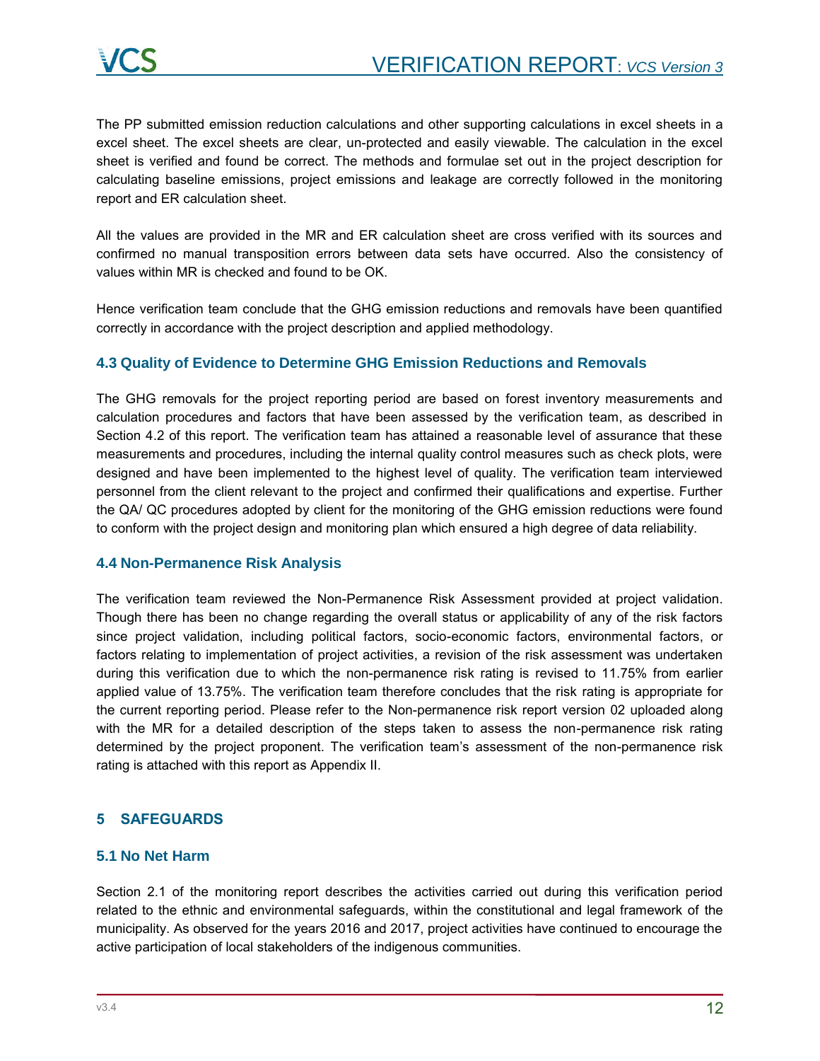The PP submitted emission reduction calculations and other supporting calculations in excel sheets in a excel sheet. The excel sheets are clear, un-protected and easily viewable. The calculation in the excel sheet is verified and found be correct. The methods and formulae set out in the project description for calculating baseline emissions, project emissions and leakage are correctly followed in the monitoring report and ER calculation sheet.

All the values are provided in the MR and ER calculation sheet are cross verified with its sources and confirmed no manual transposition errors between data sets have occurred. Also the consistency of values within MR is checked and found to be OK.

Hence verification team conclude that the GHG emission reductions and removals have been quantified correctly in accordance with the project description and applied methodology.

### 4.3 Quality of Evidence to Determine GHG Emission Reductions and Removals

The GHG removals for the project reporting period are based on forest inventory measurements and calculation procedures and factors that have been assessed by the verification team, as described in Section 4.2 of this report. The verification team has attained a reasonable level of assurance that these measurements and procedures, including the internal quality control measures such as check plots, were designed and have been implemented to the highest level of quality. The verification team interviewed personnel from the client relevant to the project and confirmed their qualifications and expertise. Further the QA/ QC procedures adopted by client for the monitoring of the GHG emission reductions were found to conform with the project design and monitoring plan which ensured a high degree of data reliability.

### 4.4 Non-Permanence Risk Analysis

The verification team reviewed the Non-Permanence Risk Assessment provided at project validation. Though there has been no change regarding the overall status or applicability of any of the risk factors since project validation, including political factors, socio-economic factors, environmental factors, or factors relating to implementation of project activities, a revision of the risk assessment was undertaken during this verification due to which the non-permanence risk rating is revised to 11.75% from earlier applied value of 13.75%. The verification team therefore concludes that the risk rating is appropriate for the current reporting period. Please refer to the Non-permanence risk report version 02 uploaded along with the MR for a detailed description of the steps taken to assess the non-permanence risk rating determined by the project proponent. The verification team's assessment of the non-permanence risk rating is attached with this report as Appendix II.

## 5 SAFEGUARDS

### 5.1 No Net Harm

Section 2.1 of the monitoring report describes the activities carried out during this verification period related to the ethnic and environmental safeguards, within the constitutional and legal framework of the municipality. As observed for the years 2016 and 2017, project activities have continued to encourage the active participation of local stakeholders of the indigenous communities.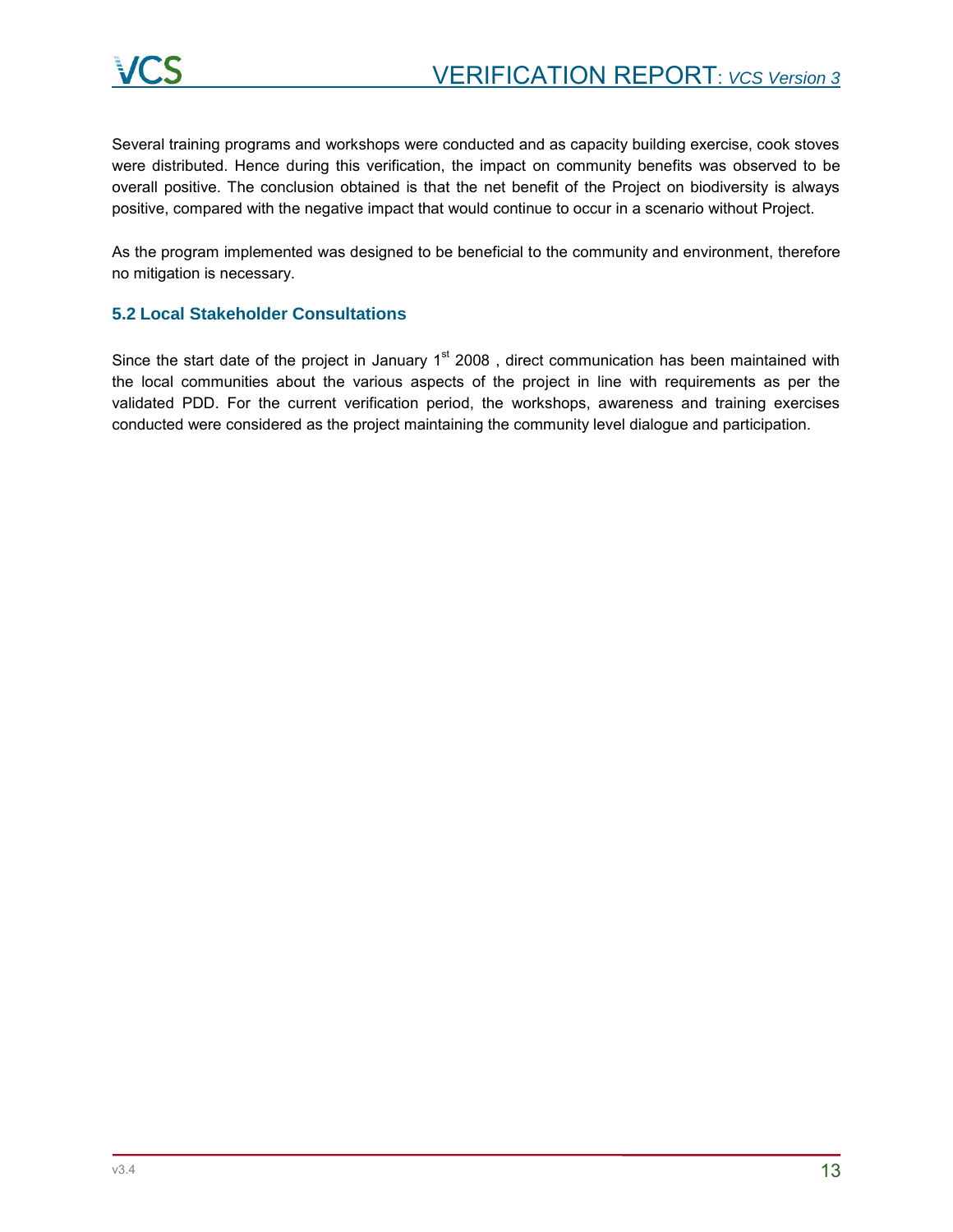Several training programs and workshops were conducted and as capacity building exercise, cook stoves were distributed. Hence during this verification, the impact on community benefits was observed to be overall positive. The conclusion obtained is that the net benefit of the Project on biodiversity is always positive, compared with the negative impact that would continue to occur in a scenario without Project.

As the program implemented was designed to be beneficial to the community and environment, therefore no mitigation is necessary.

## 5.2 Local Stakeholder Consultations

Since the start date of the project in January 1st 2008 , direct communication has been maintained with the local communities about the various aspects of the project in line with requirements as per the validated PDD. For the current verification period, the workshops, awareness and training exercises conducted were considered as the project maintaining the community level dialogue and participation.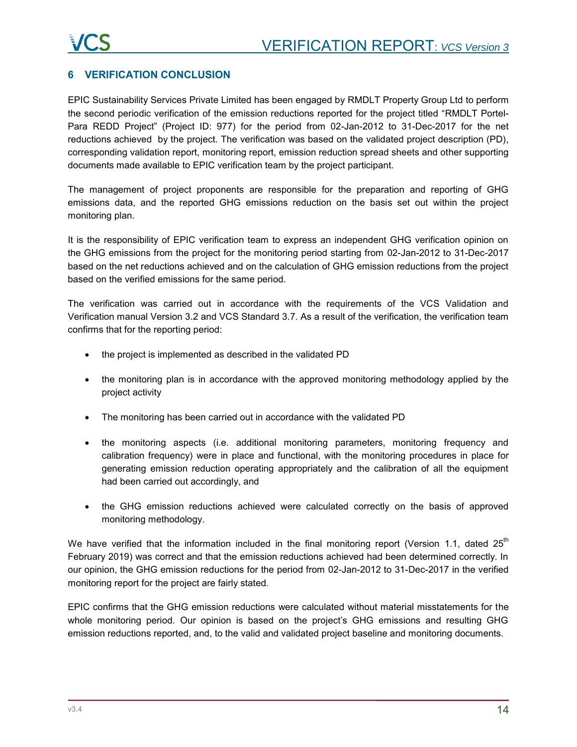## 6 VERIFICATION CONCLUSION

EPIC Sustainability Services Private Limited has been engaged by RMDLT Property Group Ltd to perform the second periodic verification of the emission reductions reported for the project titled "RMDLT Portel-Para REDD Project" (Project ID: 977) for the period from 02-Jan-2012 to 31-Dec-2017 for the net reductions achieved by the project. The verification was based on the validated project description (PD), corresponding validation report, monitoring report, emission reduction spread sheets and other supporting documents made available to EPIC verification team by the project participant.

The management of project proponents are responsible for the preparation and reporting of GHG emissions data, and the reported GHG emissions reduction on the basis set out within the project monitoring plan.

It is the responsibility of EPIC verification team to express an independent GHG verification opinion on the GHG emissions from the project for the monitoring period starting from 02-Jan-2012 to 31-Dec-2017 based on the net reductions achieved and on the calculation of GHG emission reductions from the project based on the verified emissions for the same period.

The verification was carried out in accordance with the requirements of the VCS Validation and Verification manual Version 3.2 and VCS Standard 3.7. As a result of the verification, the verification team confirms that for the reporting period:

- the project is implemented as described in the validated PD
- the monitoring plan is in accordance with the approved monitoring methodology applied by the project activity
- The monitoring has been carried out in accordance with the validated PD
- the monitoring aspects (i.e. additional monitoring parameters, monitoring frequency and calibration frequency) were in place and functional, with the monitoring procedures in place for generating emission reduction operating appropriately and the calibration of all the equipment had been carried out accordingly, and
- the GHG emission reductions achieved were calculated correctly on the basis of approved monitoring methodology.

We have verified that the information included in the final monitoring report (Version 1.1, dated 25th February 2019) was correct and that the emission reductions achieved had been determined correctly. In our opinion, the GHG emission reductions for the period from 02-Jan-2012 to 31-Dec-2017 in the verified monitoring report for the project are fairly stated.

EPIC confirms that the GHG emission reductions were calculated without material misstatements for the whole monitoring period. Our opinion is based on the project's GHG emissions and resulting GHG emission reductions reported, and, to the valid and validated project baseline and monitoring documents.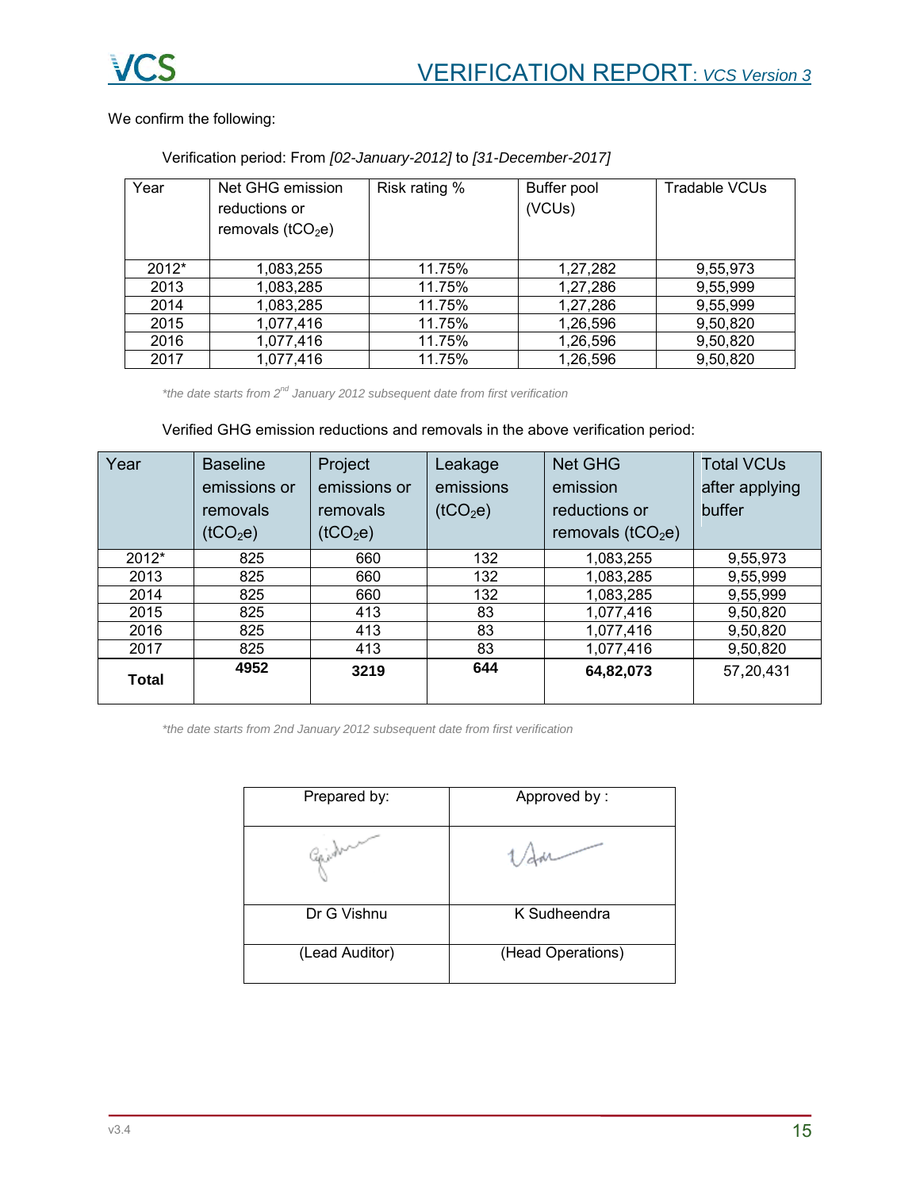We confirm the following:

Verification period: From *[02-January-2012]* to *[31-December-2017]*

| Year | Net GHG emission reductions or removals ($tCO_2e$) | Risk rating % | Buffer pool (VCUs) | Tradable VCUs |
|---|---|---|---|---|
| 2012* | 1,083,255 | 11.75% | 1,27,282 | 9,55,973 |
| 2013 | 1,083,285 | 11.75% | 1,27,286 | 9,55,999 |
| 2014 | 1,083,285 | 11.75% | 1,27,286 | 9,55,999 |
| 2015 | 1,077,416 | 11.75% | 1,26,596 | 9,50,820 |
| 2016 | 1,077,416 | 11.75% | 1,26,596 | 9,50,820 |
| 2017 | 1,077,416 | 11.75% | 1,26,596 | 9,50,820 |

*\*the date starts from 2nd January 2012 subsequent date from first verification*

Verified GHG emission reductions and removals in the above verification period:

| Year | Baseline emissions or removals ($tCO_2e$) | Project emissions or removals ($tCO_2e$) | Leakage emissions ($tCO_2e$) | Net GHG emission reductions or removals ($tCO_2e$) | Total VCUs after applying buffer |
|---|---|---|---|---|---|
| 2012* | 825 | 660 | 132 | 1,083,255 | 9,55,973 |
| 2013 | 825 | 660 | 132 | 1,083,285 | 9,55,999 |
| 2014 | 825 | 660 | 132 | 1,083,285 | 9,55,999 |
| 2015 | 825 | 413 | 83 | 1,077,416 | 9,50,820 |
| 2016 | 825 | 413 | 83 | 1,077,416 | 9,50,820 |
| 2017 | 825 | 413 | 83 | 1,077,416 | 9,50,820 |
| **Total** | **4952** | **3219** | **644** | **64,82,073** | 57,20,431 |

*\*the date starts from 2nd January 2012 subsequent date from first verification*

| Prepared by: | Approved by : |
|---|---|
| [signature] | [signature] |
| Dr G Vishnu | K Sudheendra |
| (Lead Auditor) | (Head Operations) |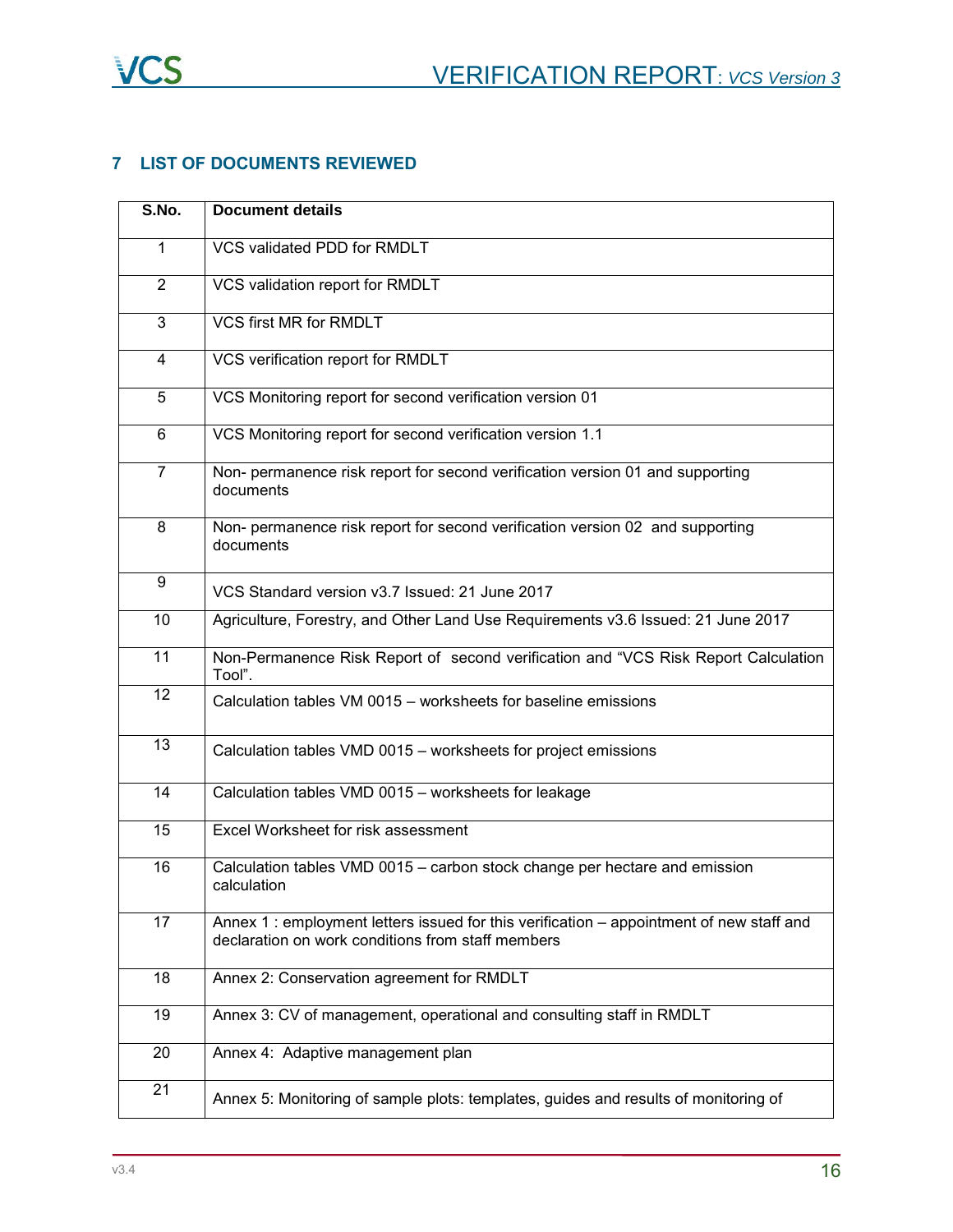## 7 LIST OF DOCUMENTS REVIEWED

| S.No. | Document details |
|---|---|
| 1 | VCS validated PDD for RMDLT |
| 2 | VCS validation report for RMDLT |
| 3 | VCS first MR for RMDLT |
| 4 | VCS verification report for RMDLT |
| 5 | VCS Monitoring report for second verification version 01 |
| 6 | VCS Monitoring report for second verification version 1.1 |
| 7 | Non- permanence risk report for second verification version 01 and supporting documents |
| 8 | Non- permanence risk report for second verification version 02 and supporting documents |
| 9 | VCS Standard version v3.7 Issued: 21 June 2017 |
| 10 | Agriculture, Forestry, and Other Land Use Requirements v3.6 Issued: 21 June 2017 |
| 11 | Non-Permanence Risk Report of second verification and "VCS Risk Report Calculation Tool". |
| 12 | Calculation tables VM 0015 – worksheets for baseline emissions |
| 13 | Calculation tables VMD 0015 – worksheets for project emissions |
| 14 | Calculation tables VMD 0015 – worksheets for leakage |
| 15 | Excel Worksheet for risk assessment |
| 16 | Calculation tables VMD 0015 – carbon stock change per hectare and emission calculation |
| 17 | Annex 1 : employment letters issued for this verification – appointment of new staff and declaration on work conditions from staff members |
| 18 | Annex 2: Conservation agreement for RMDLT |
| 19 | Annex 3: CV of management, operational and consulting staff in RMDLT |
| 20 | Annex 4: Adaptive management plan |
| 21 | Annex 5: Monitoring of sample plots: templates, guides and results of monitoring of |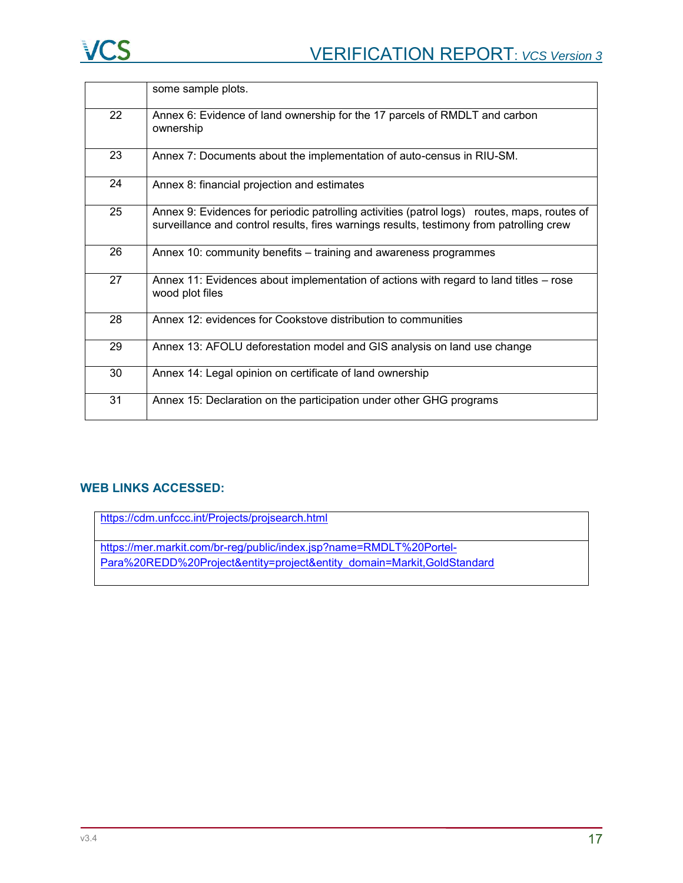|  |  |
| --- | --- |
|  | some sample plots. |
| 22 | Annex 6: Evidence of land ownership for the 17 parcels of RMDLT and carbon ownership |
| 23 | Annex 7: Documents about the implementation of auto-census in RIU-SM. |
| 24 | Annex 8: financial projection and estimates |
| 25 | Annex 9: Evidences for periodic patrolling activities (patrol logs) routes, maps, routes of surveillance and control results, fires warnings results, testimony from patrolling crew |
| 26 | Annex 10: community benefits – training and awareness programmes |
| 27 | Annex 11: Evidences about implementation of actions with regard to land titles – rose wood plot files |
| 28 | Annex 12: evidences for Cookstove distribution to communities |
| 29 | Annex 13: AFOLU deforestation model and GIS analysis on land use change |
| 30 | Annex 14: Legal opinion on certificate of land ownership |
| 31 | Annex 15: Declaration on the participation under other GHG programs |

## WEB LINKS ACCESSED:

|  |
| --- |
| https://cdm.unfccc.int/Projects/projsearch.html |
| https://mer.markit.com/br-reg/public/index.jsp?name=RMDLT%20Portel-Para%20REDD%20Project&entity=project&entity_domain=Markit,GoldStandard |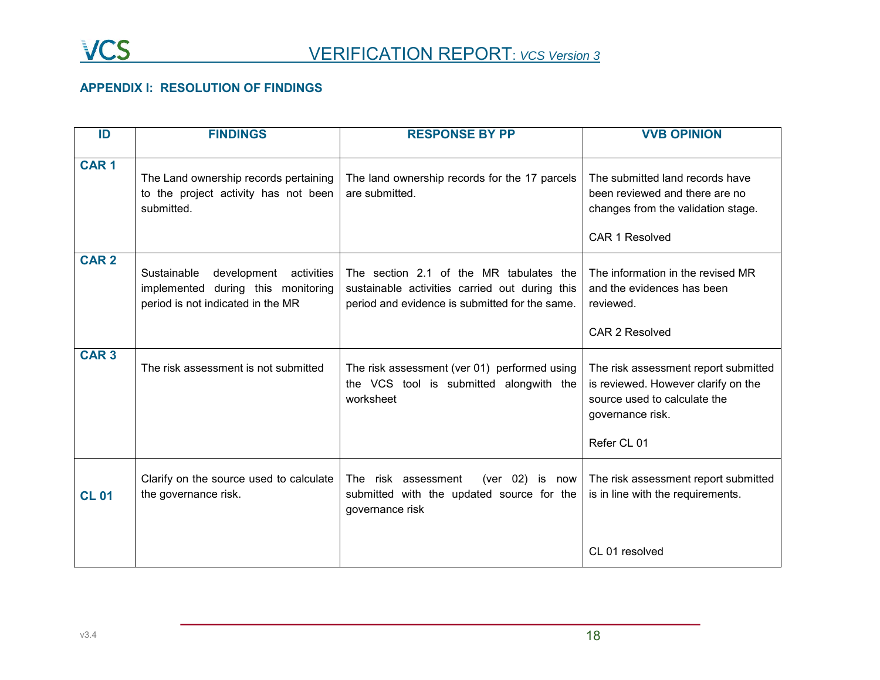## APPENDIX I: RESOLUTION OF FINDINGS

| ID | FINDINGS | RESPONSE BY PP | VVB OPINION |
|---|---|---|---|
| **CAR 1** | The Land ownership records pertaining to the project activity has not been submitted. | The land ownership records for the 17 parcels are submitted. | The submitted land records have been reviewed and there are no changes from the validation stage.<br><br>CAR 1 Resolved |
| **CAR 2** | Sustainable development activities implemented during this monitoring period is not indicated in the MR | The section 2.1 of the MR tabulates the sustainable activities carried out during this period and evidence is submitted for the same. | The information in the revised MR and the evidences has been reviewed.<br><br>CAR 2 Resolved |
| **CAR 3** | The risk assessment is not submitted | The risk assessment (ver 01) performed using the VCS tool is submitted alongwith the worksheet | The risk assessment report submitted is reviewed. However clarify on the source used to calculate the governance risk.<br><br>Refer CL 01 |
| **CL 01** | Clarify on the source used to calculate the governance risk. | The risk assessment (ver 02) is now submitted with the updated source for the governance risk | The risk assessment report submitted is in line with the requirements.<br><br>CL 01 resolved |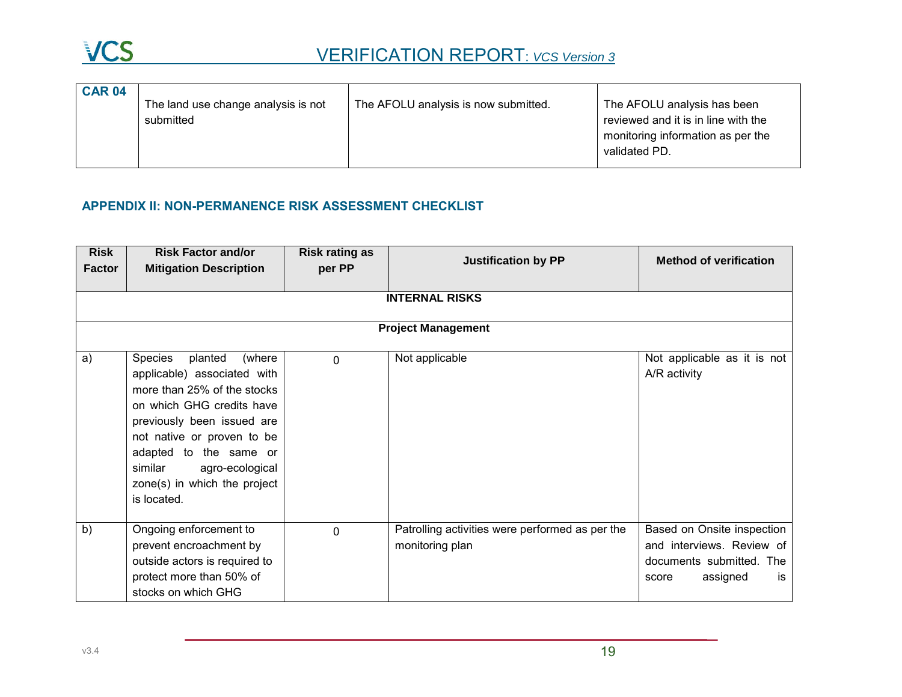| CAR 04 | The land use change analysis is not submitted | The AFOLU analysis is now submitted. | The AFOLU analysis has been reviewed and it is in line with the monitoring information as per the validated PD. |
|---|---|---|---|

## APPENDIX II: NON-PERMANENCE RISK ASSESSMENT CHECKLIST

| Risk Factor | Risk Factor and/or Mitigation Description | Risk rating as per PP | Justification by PP | Method of verification |
|---|---|---|---|---|
| **INTERNAL RISKS** | | | | |
| **Project Management** | | | | |
| a) | Species planted (where applicable) associated with more than 25% of the stocks on which GHG credits have previously been issued are not native or proven to be adapted to the same or similar agro-ecological zone(s) in which the project is located. | 0 | Not applicable | Not applicable as it is not A/R activity |
| b) | Ongoing enforcement to prevent encroachment by outside actors is required to protect more than 50% of stocks on which GHG | 0 | Patrolling activities were performed as per the monitoring plan | Based on Onsite inspection and interviews. Review of documents submitted. The score assigned is |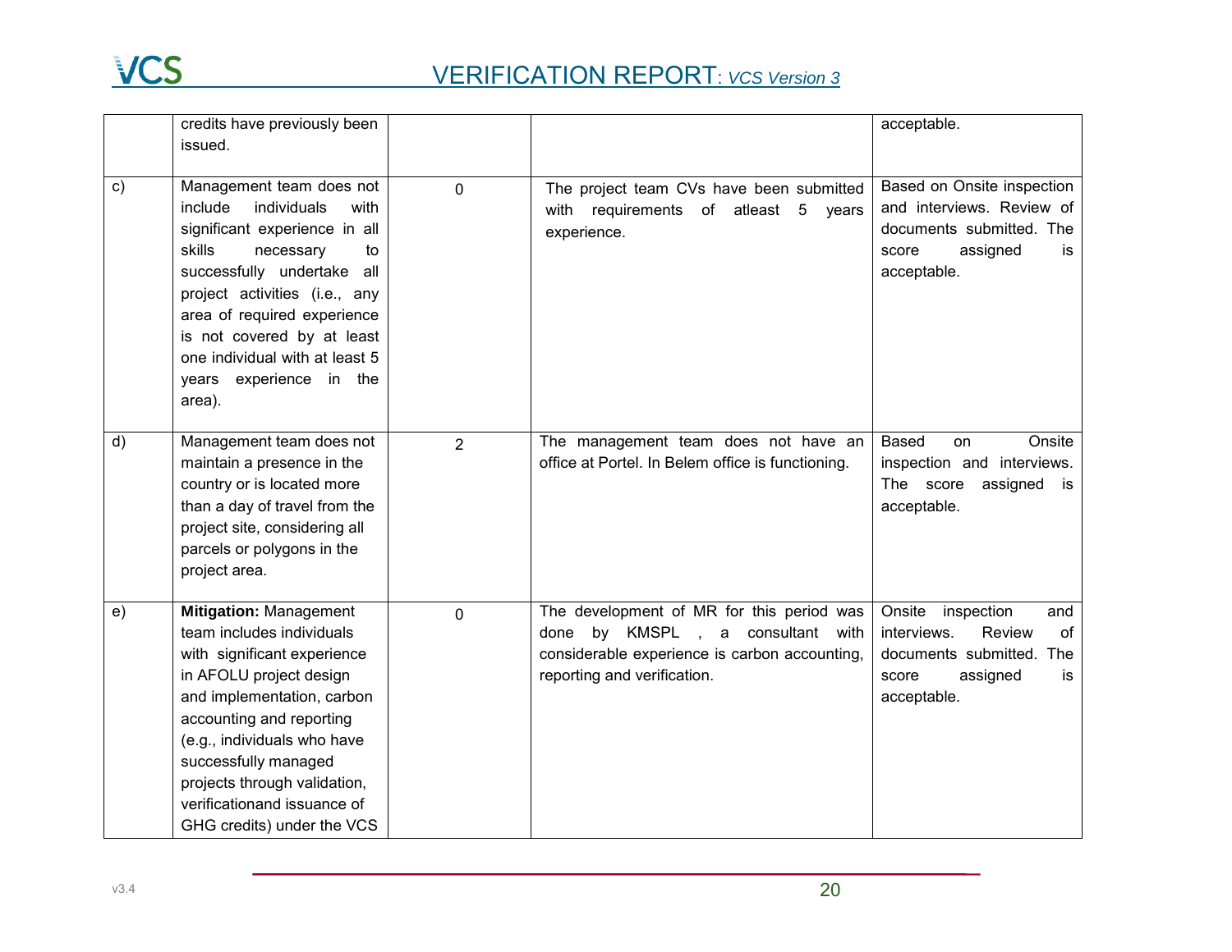| | | | | |
|---|---|---|---|---|
| | credits have previously been issued. | | | acceptable. |
| c) | Management team does not include individuals with significant experience in all skills necessary to successfully undertake all project activities (i.e., any area of required experience is not covered by at least one individual with at least 5 years experience in the area). | 0 | The project team CVs have been submitted with requirements of atleast 5 years experience. | Based on Onsite inspection and interviews. Review of documents submitted. The score assigned is acceptable. |
| d) | Management team does not maintain a presence in the country or is located more than a day of travel from the project site, considering all parcels or polygons in the project area. | 2 | The management team does not have an office at Portel. In Belem office is functioning. | Based on Onsite inspection and interviews. The score assigned is acceptable. |
| e) | **Mitigation:** Management team includes individuals with significant experience in AFOLU project design and implementation, carbon accounting and reporting (e.g., individuals who have successfully managed projects through validation, verificationand issuance of GHG credits) under the VCS | 0 | The development of MR for this period was done by KMSPL , a consultant with considerable experience is carbon accounting, reporting and verification. | Onsite inspection and interviews. Review of documents submitted. The score assigned is acceptable. |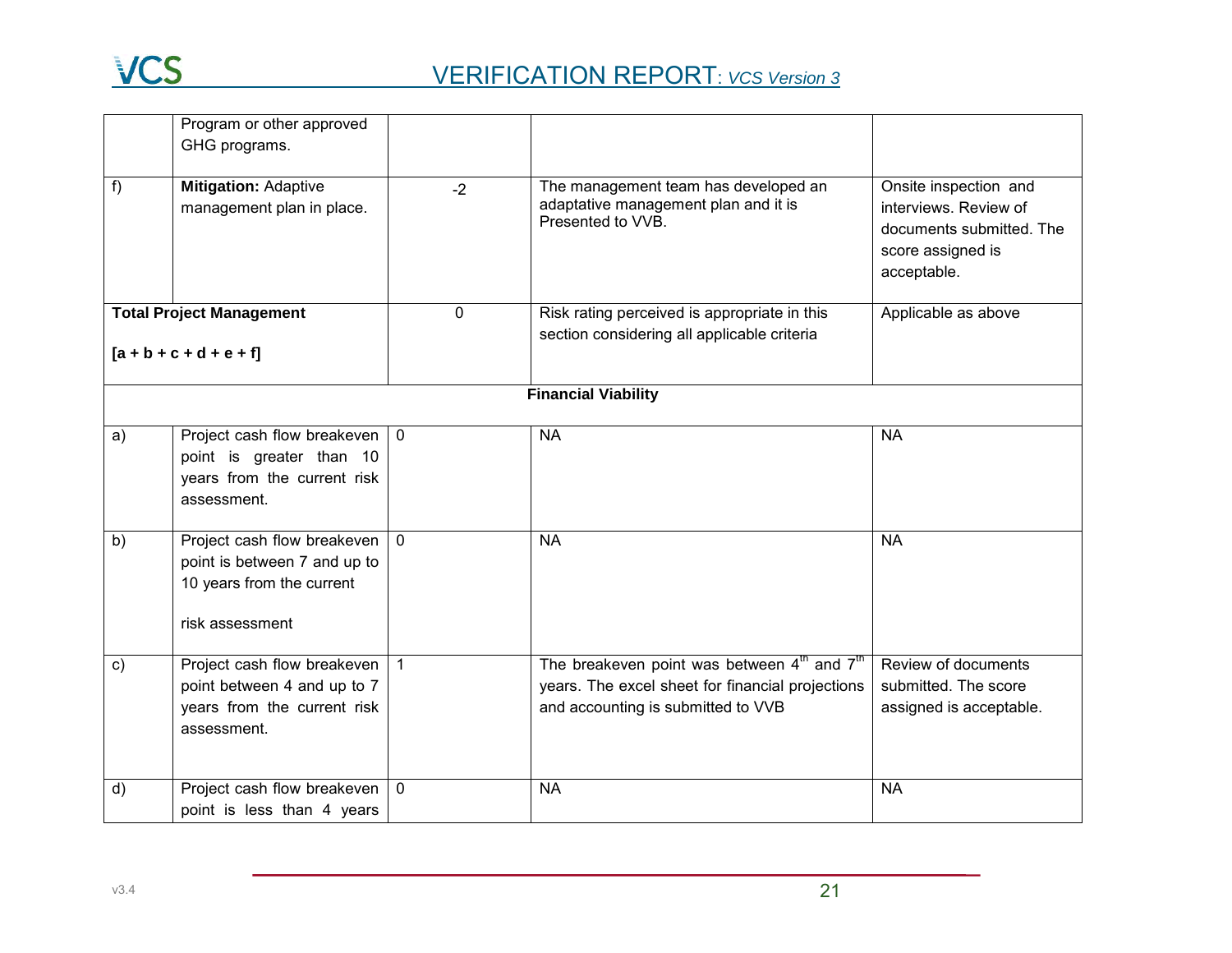| | | | | |
|---|---|---|---|---|
| | Program or other approved GHG programs. | | | |
| f) | **Mitigation:** Adaptive management plan in place. | -2 | The management team has developed an adaptative management plan and it is Presented to VVB. | Onsite inspection and interviews. Review of documents submitted. The score assigned is acceptable. |
| **Total Project Management**<br><br>**[a + b + c + d + e + f]** | | 0 | Risk rating perceived is appropriate in this section considering all applicable criteria | Applicable as above |
| | | **Financial Viability** | | |
| a) | Project cash flow breakeven point is greater than 10 years from the current risk assessment. | 0 | NA | NA |
| b) | Project cash flow breakeven point is between 7 and up to 10 years from the current<br><br>risk assessment | 0 | NA | NA |
| c) | Project cash flow breakeven point between 4 and up to 7 years from the current risk assessment. | 1 | The breakeven point was between 4th and 7th years. The excel sheet for financial projections and accounting is submitted to VVB | Review of documents submitted. The score assigned is acceptable. |
| d) | Project cash flow breakeven point is less than 4 years | 0 | NA | NA |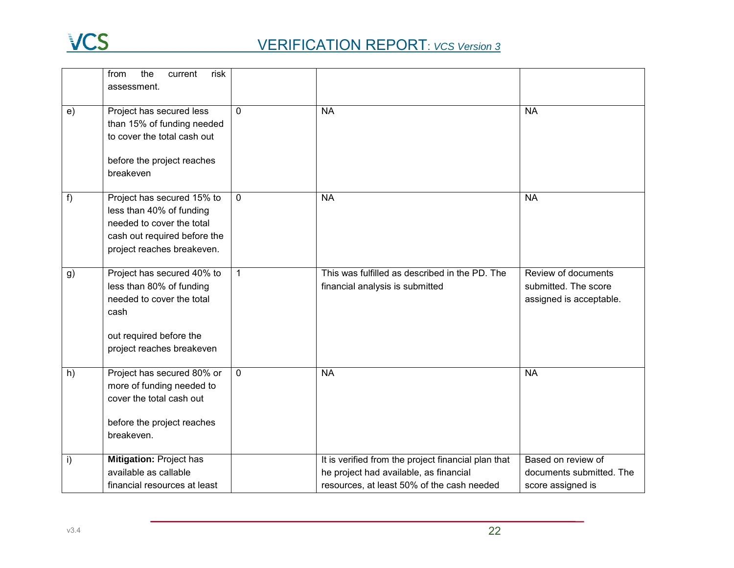|  |  |  |  |  |
|---|---|---|---|---|
|  | from the current risk assessment. |  |  |  |
| e) | Project has secured less than 15% of funding needed to cover the total cash out before the project reaches breakeven | 0 | NA | NA |
| f) | Project has secured 15% to less than 40% of funding needed to cover the total cash out required before the project reaches breakeven. | 0 | NA | NA |
| g) | Project has secured 40% to less than 80% of funding needed to cover the total cash out required before the project reaches breakeven | 1 | This was fulfilled as described in the PD. The financial analysis is submitted | Review of documents submitted. The score assigned is acceptable. |
| h) | Project has secured 80% or more of funding needed to cover the total cash out before the project reaches breakeven. | 0 | NA | NA |
| i) | **Mitigation:** Project has available as callable financial resources at least |  | It is verified from the project financial plan that he project had available, as financial resources, at least 50% of the cash needed | Based on review of documents submitted. The score assigned is |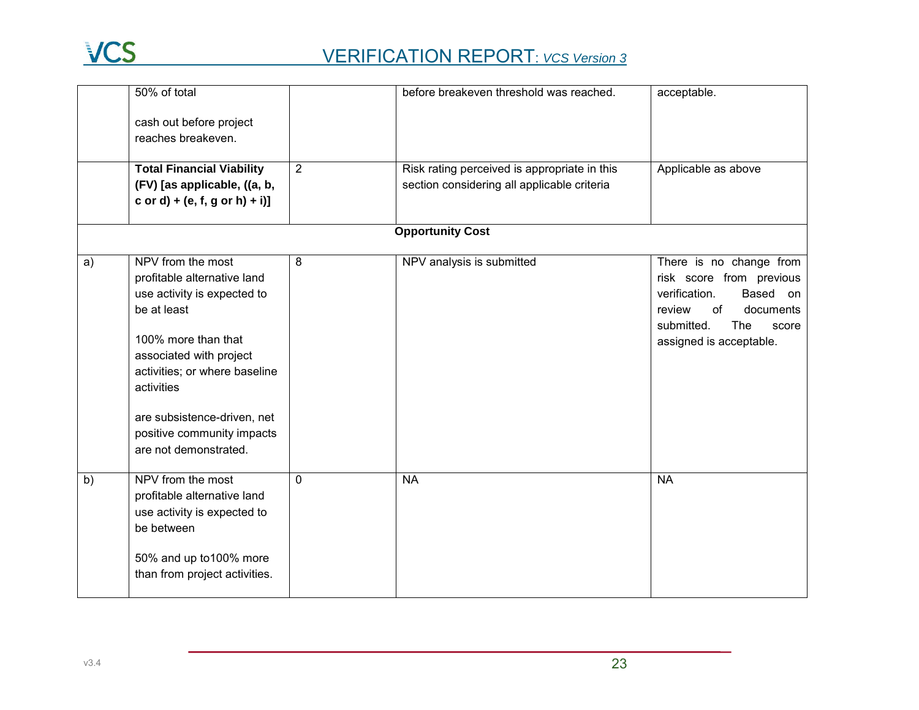| | | | | |
|---|---|---|---|---|
| | 50% of total cash out before project reaches breakeven. | | before breakeven threshold was reached. | acceptable. |
| | **Total Financial Viability (FV) [as applicable, ((a, b, c or d) + (e, f, g or h) + i)]** | 2 | Risk rating perceived is appropriate in this section considering all applicable criteria | Applicable as above |
| | | | **Opportunity Cost** | |
| a) | NPV from the most profitable alternative land use activity is expected to be at least 100% more than that associated with project activities; or where baseline activities are subsistence-driven, net positive community impacts are not demonstrated. | 8 | NPV analysis is submitted | There is no change from risk score from previous verification. Based on review of documents submitted. The score assigned is acceptable. |
| b) | NPV from the most profitable alternative land use activity is expected to be between 50% and up to100% more than from project activities. | 0 | NA | NA |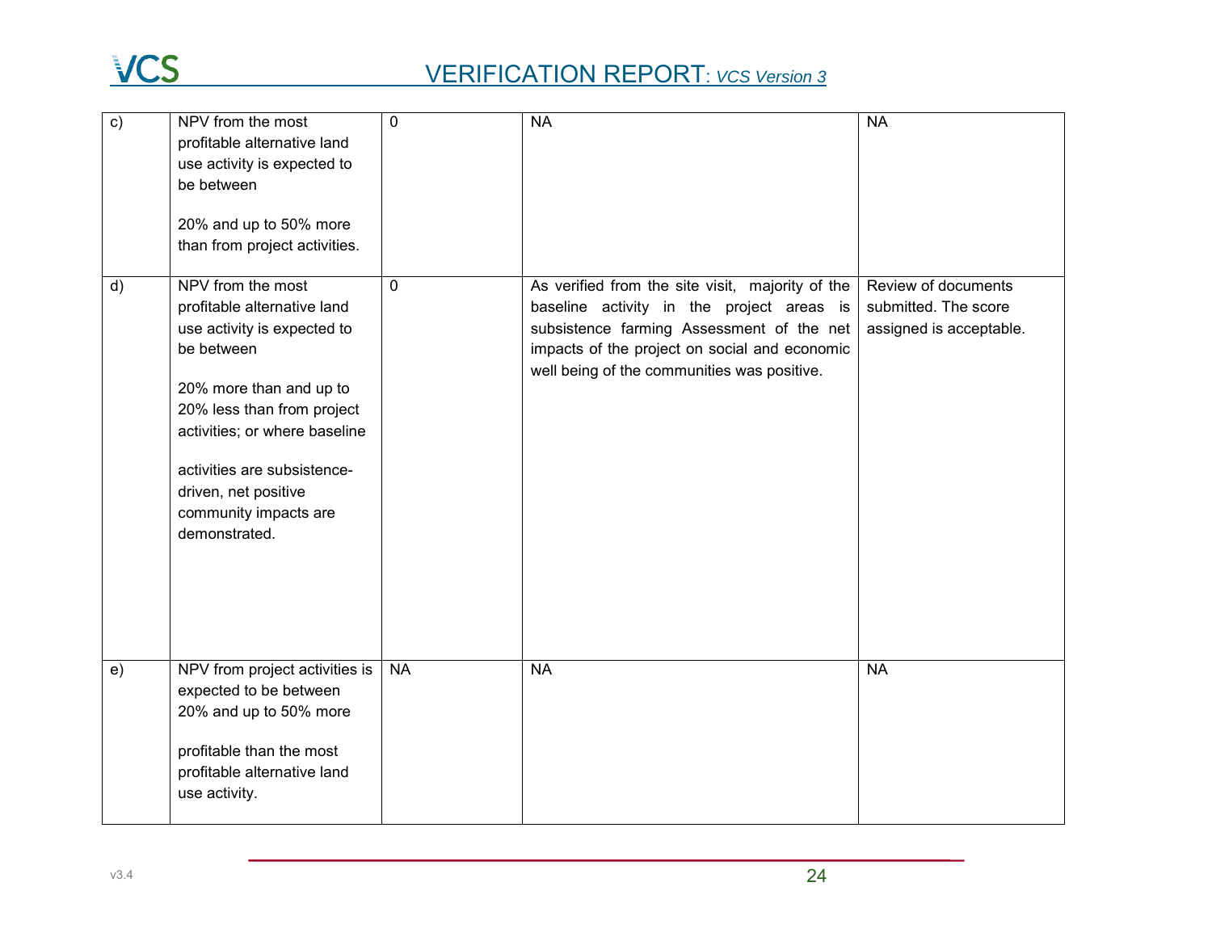| | | | | |
|---|---|---|---|---|
| c) | NPV from the most profitable alternative land use activity is expected to be between 20% and up to 50% more than from project activities. | 0 | NA | NA |
| d) | NPV from the most profitable alternative land use activity is expected to be between 20% more than and up to 20% less than from project activities; or where baseline activities are subsistence-driven, net positive community impacts are demonstrated. | 0 | As verified from the site visit, majority of the baseline activity in the project areas is subsistence farming Assessment of the net impacts of the project on social and economic well being of the communities was positive. | Review of documents submitted. The score assigned is acceptable. |
| e) | NPV from project activities is expected to be between 20% and up to 50% more profitable than the most profitable alternative land use activity. | NA | NA | NA |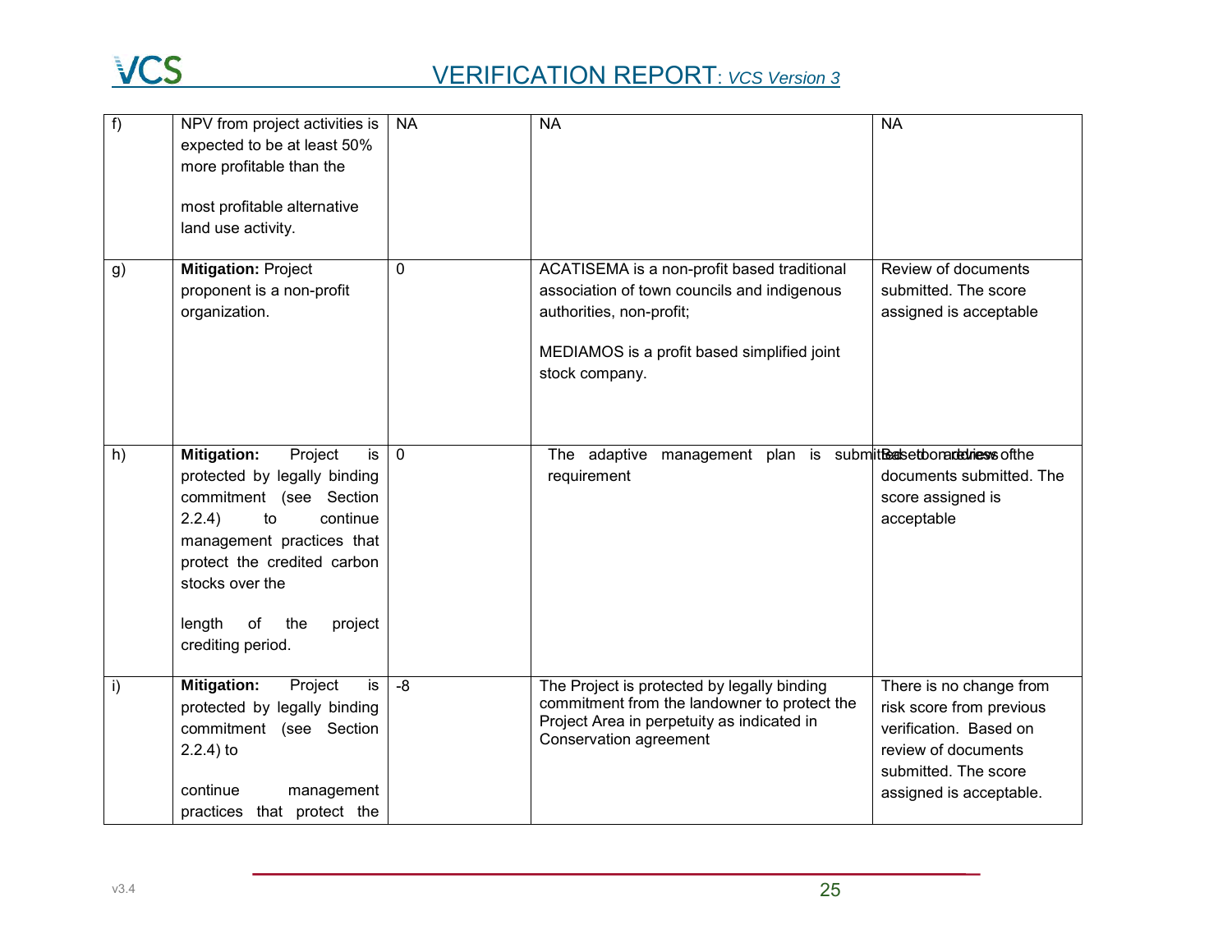| f) | NPV from project activities is expected to be at least 50% more profitable than the most profitable alternative land use activity. | NA | NA | NA |
|---|---|---|---|---|
| g) | **Mitigation:** Project proponent is a non-profit organization. | 0 | ACATISEMA is a non-profit based traditional association of town councils and indigenous authorities, non-profit;<br><br>MEDIAMOS is a profit based simplified joint stock company. | Review of documents submitted. The score assigned is acceptable |
| h) | **Mitigation:** Project is protected by legally binding commitment (see Section 2.2.4) to continue management practices that protect the credited carbon stocks over the length of the project crediting period. | 0 | The adaptive management plan is submitted to address the requirement | Based on review of the documents submitted. The score assigned is acceptable |
| i) | **Mitigation:** Project is protected by legally binding commitment (see Section 2.2.4) to continue management practices that protect the | -8 | The Project is protected by legally binding commitment from the landowner to protect the Project Area in perpetuity as indicated in Conservation agreement | There is no change from risk score from previous verification. Based on review of documents submitted. The score assigned is acceptable. |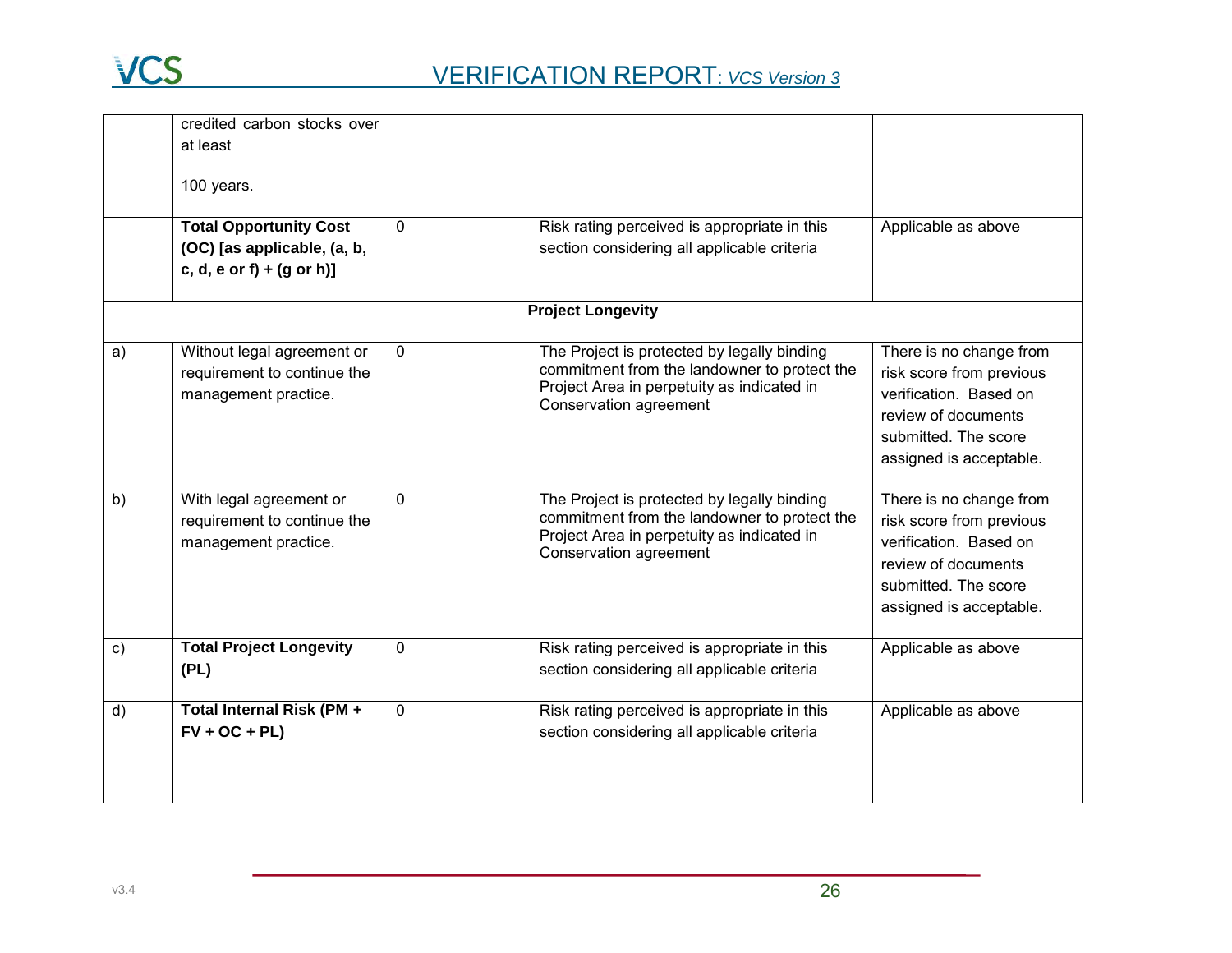| | | | | |
|---|---|---|---|---|
| | credited carbon stocks over at least 100 years. | | | |
| | **Total Opportunity Cost (OC) [as applicable, (a, b, c, d, e or f) + (g or h)]** | 0 | Risk rating perceived is appropriate in this section considering all applicable criteria | Applicable as above |
| | | **Project Longevity** | | |
| a) | Without legal agreement or requirement to continue the management practice. | 0 | The Project is protected by legally binding commitment from the landowner to protect the Project Area in perpetuity as indicated in Conservation agreement | There is no change from risk score from previous verification. Based on review of documents submitted. The score assigned is acceptable. |
| b) | With legal agreement or requirement to continue the management practice. | 0 | The Project is protected by legally binding commitment from the landowner to protect the Project Area in perpetuity as indicated in Conservation agreement | There is no change from risk score from previous verification. Based on review of documents submitted. The score assigned is acceptable. |
| c) | **Total Project Longevity (PL)** | 0 | Risk rating perceived is appropriate in this section considering all applicable criteria | Applicable as above |
| d) | **Total Internal Risk (PM + FV + OC + PL)** | 0 | Risk rating perceived is appropriate in this section considering all applicable criteria | Applicable as above |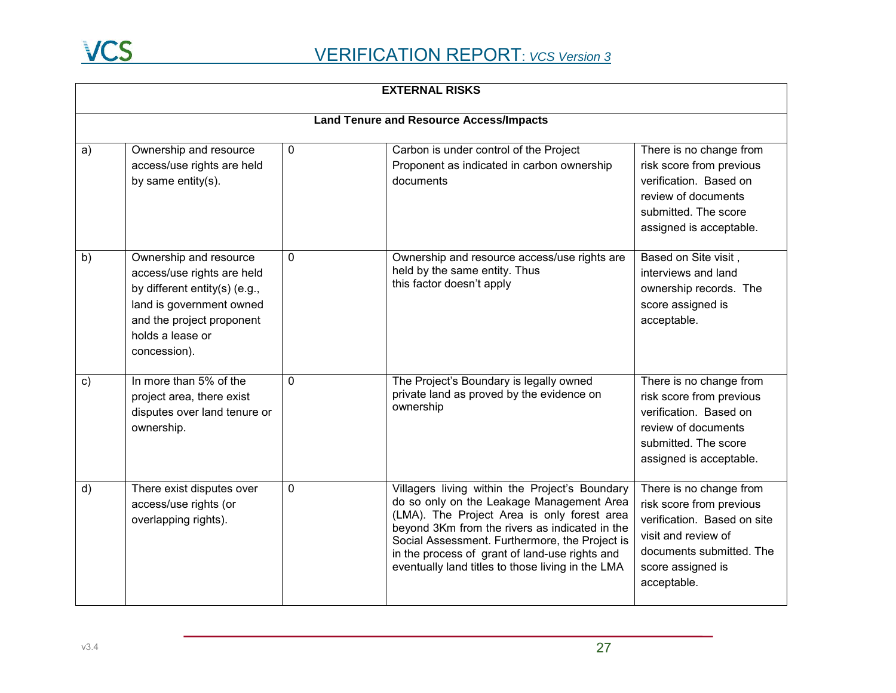| EXTERNAL RISKS | | | | |
|---|---|---|---|---|
| **Land Tenure and Resource Access/Impacts** | | | | |
| a) | Ownership and resource access/use rights are held by same entity(s). | 0 | Carbon is under control of the Project Proponent as indicated in carbon ownership documents | There is no change from risk score from previous verification. Based on review of documents submitted. The score assigned is acceptable. |
| b) | Ownership and resource access/use rights are held by different entity(s) (e.g., land is government owned and the project proponent holds a lease or concession). | 0 | Ownership and resource access/use rights are held by the same entity. Thus this factor doesn't apply | Based on Site visit , interviews and land ownership records. The score assigned is acceptable. |
| c) | In more than 5% of the project area, there exist disputes over land tenure or ownership. | 0 | The Project's Boundary is legally owned private land as proved by the evidence on ownership | There is no change from risk score from previous verification. Based on review of documents submitted. The score assigned is acceptable. |
| d) | There exist disputes over access/use rights (or overlapping rights). | 0 | Villagers living within the Project's Boundary do so only on the Leakage Management Area (LMA). The Project Area is only forest area beyond 3Km from the rivers as indicated in the Social Assessment. Furthermore, the Project is in the process of grant of land-use rights and eventually land titles to those living in the LMA | There is no change from risk score from previous verification. Based on site visit and review of documents submitted. The score assigned is acceptable. |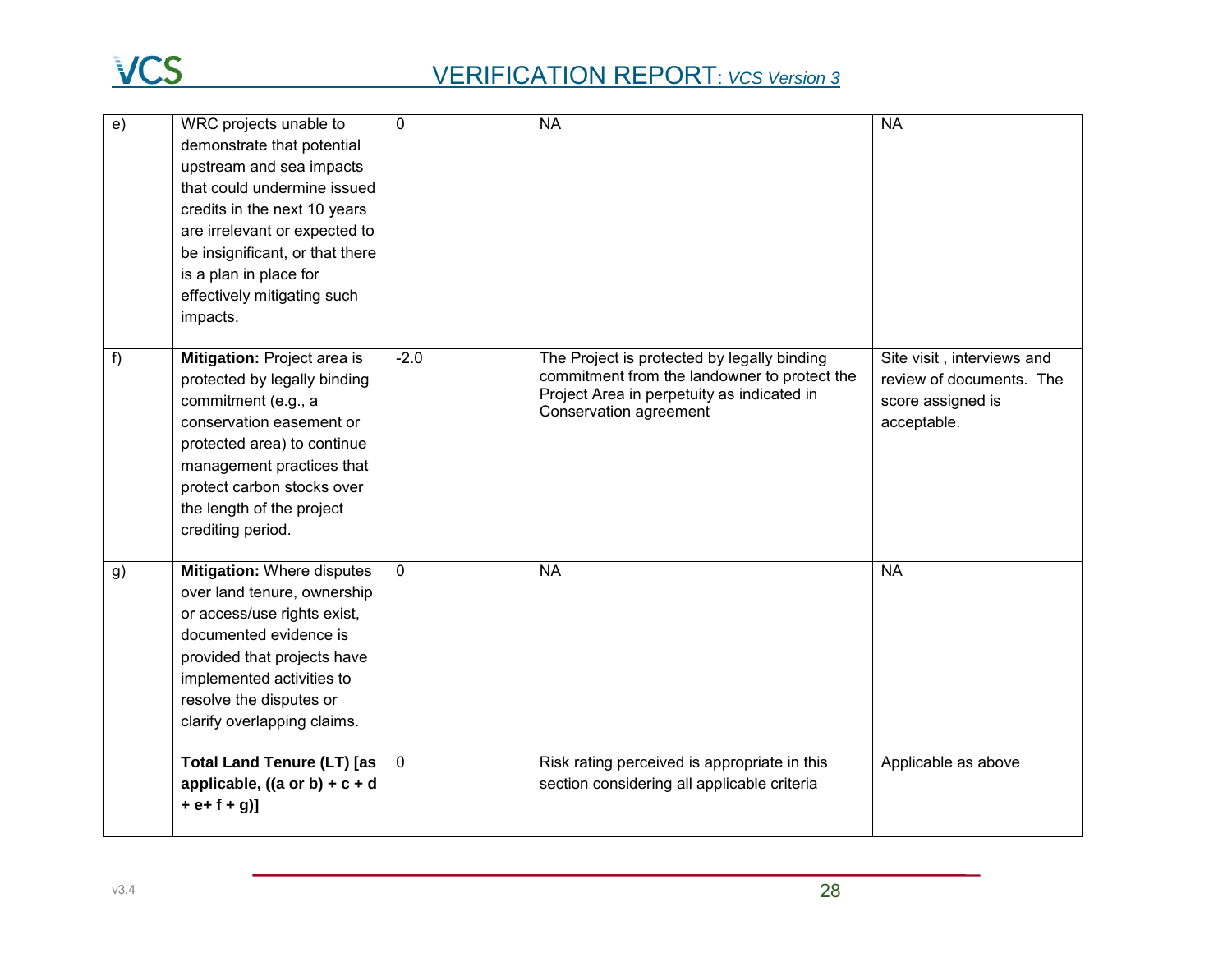| e) | WRC projects unable to demonstrate that potential upstream and sea impacts that could undermine issued credits in the next 10 years are irrelevant or expected to be insignificant, or that there is a plan in place for effectively mitigating such impacts. | 0 | NA | NA |
|---|---|---|---|---|
| f) | **Mitigation:** Project area is protected by legally binding commitment (e.g., a conservation easement or protected area) to continue management practices that protect carbon stocks over the length of the project crediting period. | -2.0 | The Project is protected by legally binding commitment from the landowner to protect the Project Area in perpetuity as indicated in Conservation agreement | Site visit , interviews and review of documents. The score assigned is acceptable. |
| g) | **Mitigation:** Where disputes over land tenure, ownership or access/use rights exist, documented evidence is provided that projects have implemented activities to resolve the disputes or clarify overlapping claims. | 0 | NA | NA |
| | **Total Land Tenure (LT) [as applicable, ((a or b) + c + d + e+ f + g)]** | 0 | Risk rating perceived is appropriate in this section considering all applicable criteria | Applicable as above |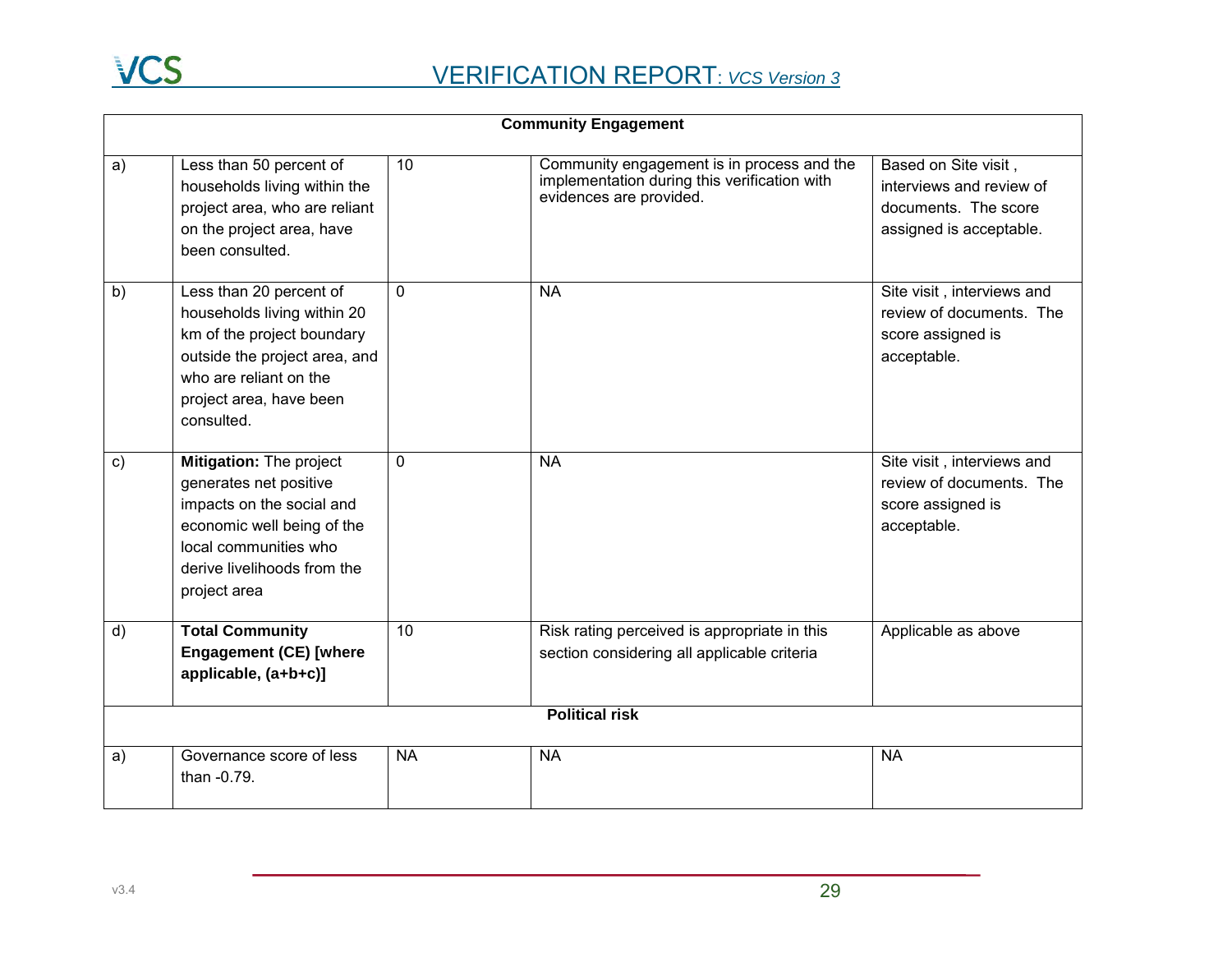| | | | | |
|---|---|---|---|---|
| **Community Engagement** | | | | |
| a) | Less than 50 percent of households living within the project area, who are reliant on the project area, have been consulted. | 10 | Community engagement is in process and the implementation during this verification with evidences are provided. | Based on Site visit , interviews and review of documents. The score assigned is acceptable. |
| b) | Less than 20 percent of households living within 20 km of the project boundary outside the project area, and who are reliant on the project area, have been consulted. | 0 | NA | Site visit , interviews and review of documents. The score assigned is acceptable. |
| c) | **Mitigation:** The project generates net positive impacts on the social and economic well being of the local communities who derive livelihoods from the project area | 0 | NA | Site visit , interviews and review of documents. The score assigned is acceptable. |
| d) | **Total Community Engagement (CE) [where applicable, (a+b+c)]** | 10 | Risk rating perceived is appropriate in this section considering all applicable criteria | Applicable as above |
| **Political risk** | | | | |
| a) | Governance score of less than -0.79. | NA | NA | NA |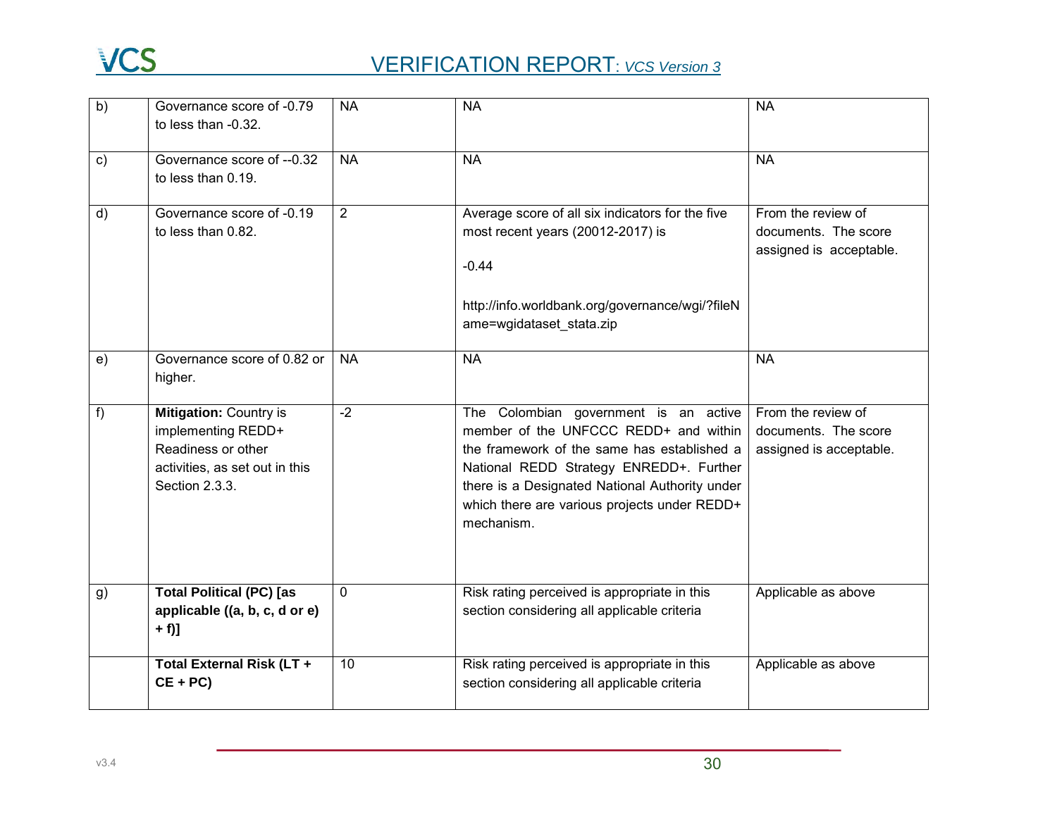| | | | | |
|---|---|---|---|---|
| b) | Governance score of -0.79 to less than -0.32. | NA | NA | NA |
| c) | Governance score of --0.32 to less than 0.19. | NA | NA | NA |
| d) | Governance score of -0.19 to less than 0.82. | 2 | Average score of all six indicators for the five most recent years (20012-2017) is<br><br>-0.44<br><br>http://info.worldbank.org/governance/wgi/?fileName=wgidataset_stata.zip | From the review of documents. The score assigned is acceptable. |
| e) | Governance score of 0.82 or higher. | NA | NA | NA |
| f) | **Mitigation:** Country is implementing REDD+ Readiness or other activities, as set out in this Section 2.3.3. | -2 | The Colombian government is an active member of the UNFCCC REDD+ and within the framework of the same has established a National REDD Strategy ENREDD+. Further there is a Designated National Authority under which there are various projects under REDD+ mechanism. | From the review of documents. The score assigned is acceptable. |
| g) | **Total Political (PC) [as applicable ((a, b, c, d or e) + f)]** | 0 | Risk rating perceived is appropriate in this section considering all applicable criteria | Applicable as above |
| | **Total External Risk (LT + CE + PC)** | 10 | Risk rating perceived is appropriate in this section considering all applicable criteria | Applicable as above |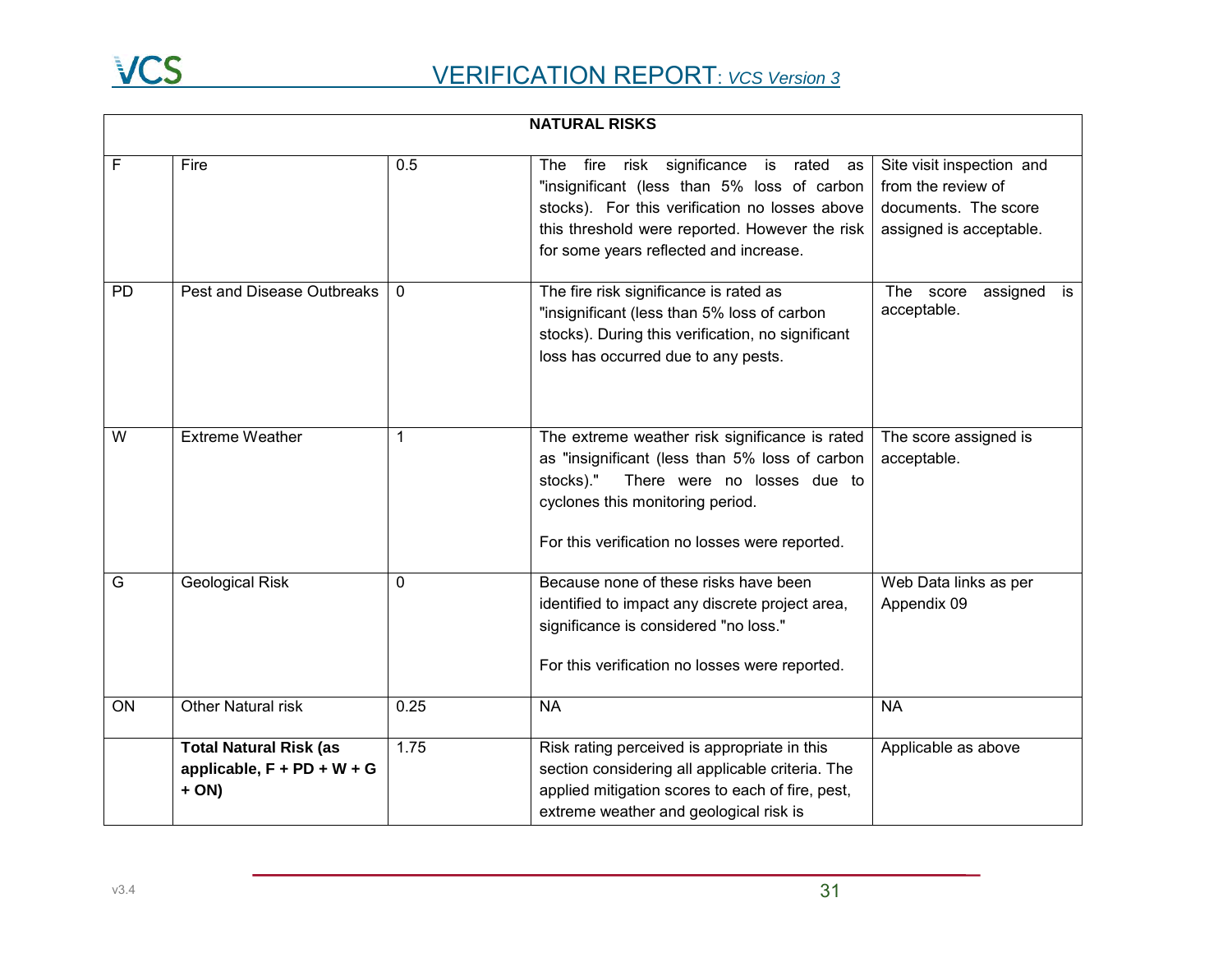| NATURAL RISKS | | | | |
|---|---|---|---|---|
| F | Fire | 0.5 | The fire risk significance is rated as "insignificant (less than 5% loss of carbon stocks). For this verification no losses above this threshold were reported. However the risk for some years reflected and increase. | Site visit inspection and from the review of documents. The score assigned is acceptable. |
| PD | Pest and Disease Outbreaks | 0 | The fire risk significance is rated as "insignificant (less than 5% loss of carbon stocks). During this verification, no significant loss has occurred due to any pests. | The score assigned is acceptable. |
| W | Extreme Weather | 1 | The extreme weather risk significance is rated as "insignificant (less than 5% loss of carbon stocks)." There were no losses due to cyclones this monitoring period.<br><br>For this verification no losses were reported. | The score assigned is acceptable. |
| G | Geological Risk | 0 | Because none of these risks have been identified to impact any discrete project area, significance is considered "no loss."<br><br>For this verification no losses were reported. | Web Data links as per Appendix 09 |
| ON | Other Natural risk | 0.25 | NA | NA |
| | **Total Natural Risk (as applicable, F + PD + W + G + ON)** | 1.75 | Risk rating perceived is appropriate in this section considering all applicable criteria. The applied mitigation scores to each of fire, pest, extreme weather and geological risk is | Applicable as above |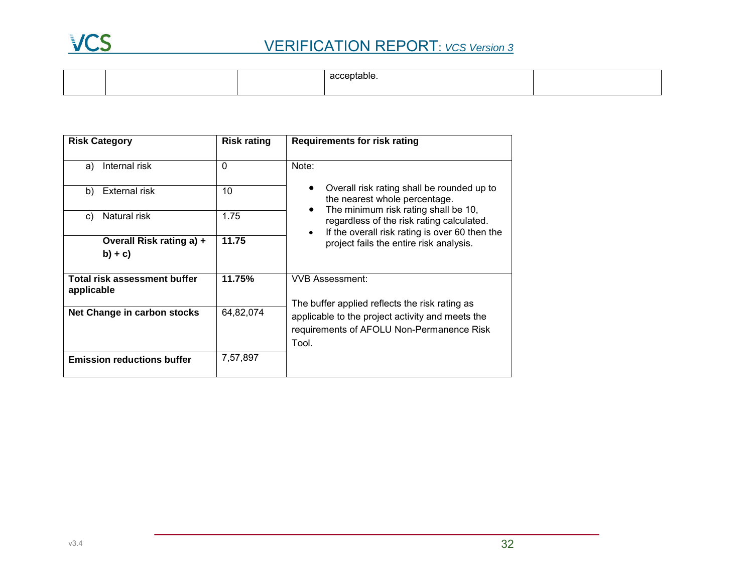| | | | | |
|---|---|---|---|---|
| | | | acceptable. | |

| Risk Category | Risk rating | Requirements for risk rating |
|---|---|---|
| a) Internal risk | 0 | Note:<br>• Overall risk rating shall be rounded up to the nearest whole percentage.<br>• The minimum risk rating shall be 10, regardless of the risk rating calculated.<br>• If the overall risk rating is over 60 then the project fails the entire risk analysis. |
| b) External risk | 10 | |
| c) Natural risk | 1.75 | |
| **Overall Risk rating a) + b) + c)** | **11.75** | |
| **Total risk assessment buffer applicable** | **11.75%** | VVB Assessment:<br><br>The buffer applied reflects the risk rating as applicable to the project activity and meets the requirements of AFOLU Non-Permanence Risk Tool. |
| **Net Change in carbon stocks** | 64,82,074 | |
| **Emission reductions buffer** | 7,57,897 | |